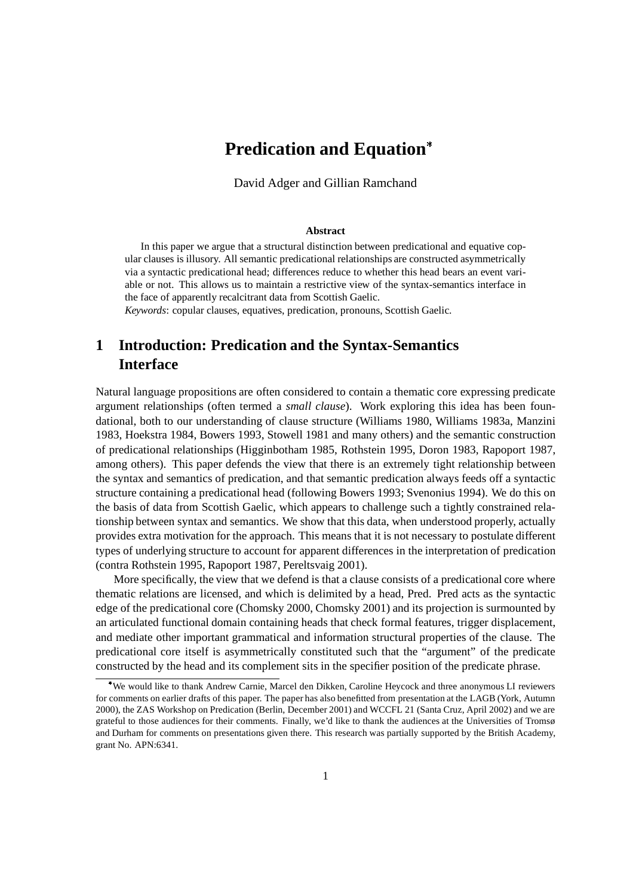# Predication and Equation*

David Adger and Gillian Ramchand

**Abstract**

In this paper we argue that a structural distinction between predicational and equative copular clauses is illusory. All semantic predicational relationships are constructed asymmetrically via a syntactic predicational head; differences reduce to whether this head bears an event variable or not. This allows us to maintain a restrictive view of the syntax-semantics interface in the face of apparently recalcitrant data from Scottish Gaelic.

*Keywords*: copular clauses, equatives, predication, pronouns, Scottish Gaelic.

## 1 Introduction: Predication and the Syntax-Semantics Interface

Natural language propositions are often considered to contain a thematic core expressing predicate argument relationships (often termed a *small clause*). Work exploring this idea has been foundational, both to our understanding of clause structure (Williams 1980, Williams 1983a, Manzini 1983, Hoekstra 1984, Bowers 1993, Stowell 1981 and many others) and the semantic construction of predicational relationships (Higginbotham 1985, Rothstein 1995, Doron 1983, Rapoport 1987, among others). This paper defends the view that there is an extremely tight relationship between the syntax and semantics of predication, and that semantic predication always feeds off a syntactic structure containing a predicational head (following Bowers 1993; Svenonius 1994). We do this on the basis of data from Scottish Gaelic, which appears to challenge such a tightly constrained relationship between syntax and semantics. We show that this data, when understood properly, actually provides extra motivation for the approach. This means that it is not necessary to postulate different types of underlying structure to account for apparent differences in the interpretation of predication (contra Rothstein 1995, Rapoport 1987, Pereltsvaig 2001).

More specifically, the view that we defend is that a clause consists of a predicational core where thematic relations are licensed, and which is delimited by a head, Pred. Pred acts as the syntactic edge of the predicational core (Chomsky 2000, Chomsky 2001) and its projection is surmounted by an articulated functional domain containing heads that check formal features, trigger displacement, and mediate other important grammatical and information structural properties of the clause. The predicational core itself is asymmetrically constituted such that the "argument" of the predicate constructed by the head and its complement sits in the specifier position of the predicate phrase.

*We would like to thank Andrew Carnie, Marcel den Dikken, Caroline Heycock and three anonymous LI reviewers for comments on earlier drafts of this paper. The paper has also benefitted from presentation at the LAGB (York, Autumn 2000), the ZAS Workshop on Predication (Berlin, December 2001) and WCCFL 21 (Santa Cruz, April 2002) and we are grateful to those audiences for their comments. Finally, we'd like to thank the audiences at the Universities of Tromsø and Durham for comments on presentations given there. This research was partially supported by the British Academy, grant No. APN:6341.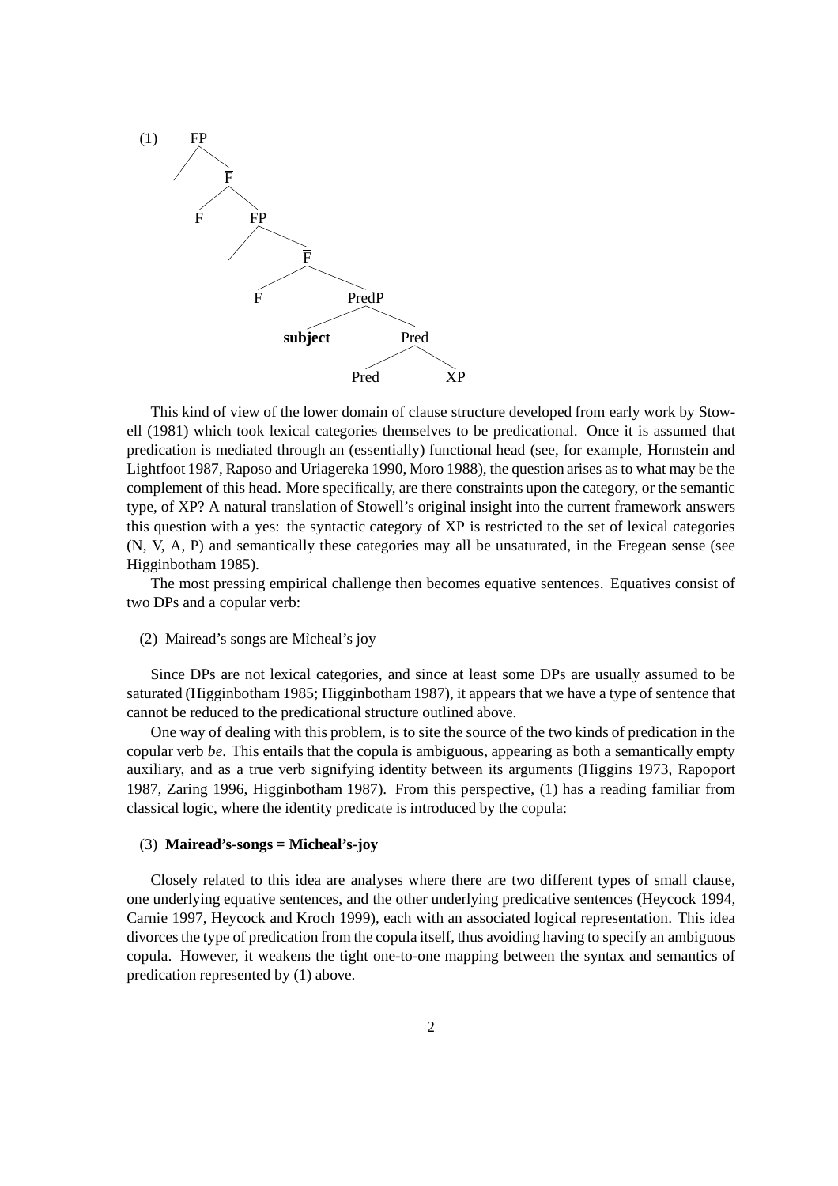(1) [FP [ ] [$\overline{\text{F}}$ F [FP [ ] [$\overline{\text{F}}$ F [PredP **subject** [$\overline{\text{Pred}}$ Pred XP]]]]]]

This kind of view of the lower domain of clause structure developed from early work by Stowell (1981) which took lexical categories themselves to be predicational. Once it is assumed that predication is mediated through an (essentially) functional head (see, for example, Hornstein and Lightfoot 1987, Raposo and Uriagereka 1990, Moro 1988), the question arises as to what may be the complement of this head. More specifically, are there constraints upon the category, or the semantic type, of XP? A natural translation of Stowell's original insight into the current framework answers this question with a yes: the syntactic category of XP is restricted to the set of lexical categories (N, V, A, P) and semantically these categories may all be unsaturated, in the Fregean sense (see Higginbotham 1985).

The most pressing empirical challenge then becomes equative sentences. Equatives consist of two DPs and a copular verb:

(2) Mairead's songs are Mìcheal's joy

Since DPs are not lexical categories, and since at least some DPs are usually assumed to be saturated (Higginbotham 1985; Higginbotham 1987), it appears that we have a type of sentence that cannot be reduced to the predicational structure outlined above.

One way of dealing with this problem, is to site the source of the two kinds of predication in the copular verb *be*. This entails that the copula is ambiguous, appearing as both a semantically empty auxiliary, and as a true verb signifying identity between its arguments (Higgins 1973, Rapoport 1987, Zaring 1996, Higginbotham 1987). From this perspective, (1) has a reading familiar from classical logic, where the identity predicate is introduced by the copula:

(3) **Mairead's-songs = Micheal's-joy**

Closely related to this idea are analyses where there are two different types of small clause, one underlying equative sentences, and the other underlying predicative sentences (Heycock 1994, Carnie 1997, Heycock and Kroch 1999), each with an associated logical representation. This idea divorces the type of predication from the copula itself, thus avoiding having to specify an ambiguous copula. However, it weakens the tight one-to-one mapping between the syntax and semantics of predication represented by (1) above.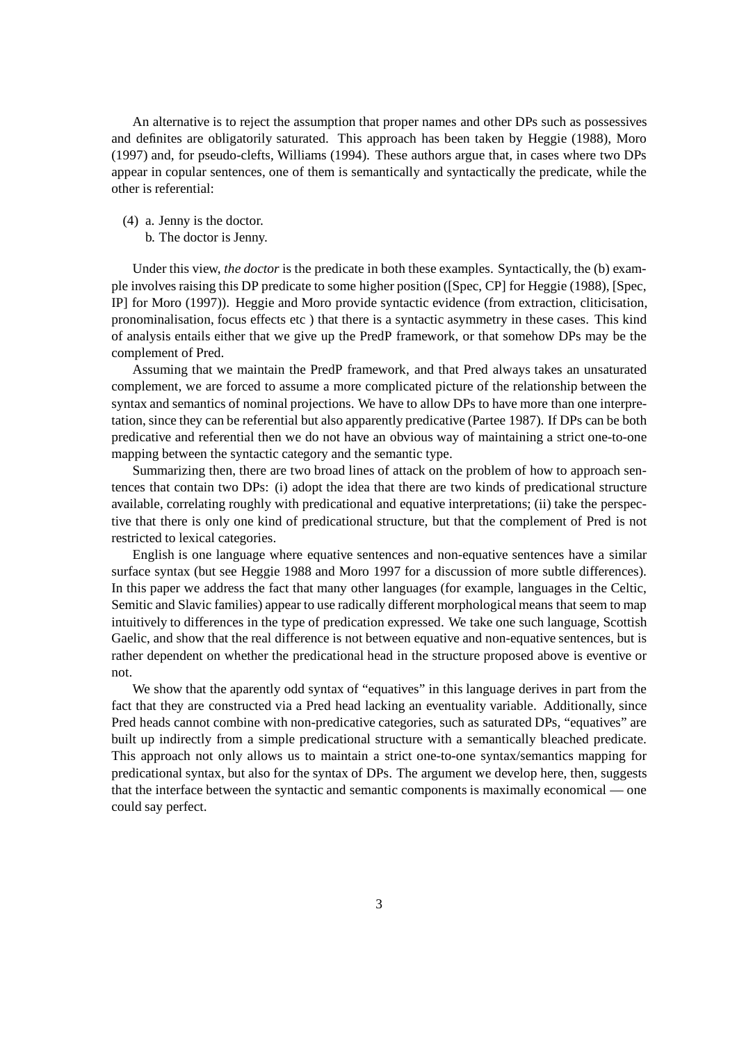An alternative is to reject the assumption that proper names and other DPs such as possessives and definites are obligatorily saturated. This approach has been taken by Heggie (1988), Moro (1997) and, for pseudo-clefts, Williams (1994). These authors argue that, in cases where two DPs appear in copular sentences, one of them is semantically and syntactically the predicate, while the other is referential:

(4) a. Jenny is the doctor.
    b. The doctor is Jenny.

Under this view, *the doctor* is the predicate in both these examples. Syntactically, the (b) example involves raising this DP predicate to some higher position ([Spec, CP] for Heggie (1988), [Spec, IP] for Moro (1997)). Heggie and Moro provide syntactic evidence (from extraction, cliticisation, pronominalisation, focus effects etc ) that there is a syntactic asymmetry in these cases. This kind of analysis entails either that we give up the PredP framework, or that somehow DPs may be the complement of Pred.

Assuming that we maintain the PredP framework, and that Pred always takes an unsaturated complement, we are forced to assume a more complicated picture of the relationship between the syntax and semantics of nominal projections. We have to allow DPs to have more than one interpretation, since they can be referential but also apparently predicative (Partee 1987). If DPs can be both predicative and referential then we do not have an obvious way of maintaining a strict one-to-one mapping between the syntactic category and the semantic type.

Summarizing then, there are two broad lines of attack on the problem of how to approach sentences that contain two DPs: (i) adopt the idea that there are two kinds of predicational structure available, correlating roughly with predicational and equative interpretations; (ii) take the perspective that there is only one kind of predicational structure, but that the complement of Pred is not restricted to lexical categories.

English is one language where equative sentences and non-equative sentences have a similar surface syntax (but see Heggie 1988 and Moro 1997 for a discussion of more subtle differences). In this paper we address the fact that many other languages (for example, languages in the Celtic, Semitic and Slavic families) appear to use radically different morphological means that seem to map intuitively to differences in the type of predication expressed. We take one such language, Scottish Gaelic, and show that the real difference is not between equative and non-equative sentences, but is rather dependent on whether the predicational head in the structure proposed above is eventive or not.

We show that the aparently odd syntax of "equatives" in this language derives in part from the fact that they are constructed via a Pred head lacking an eventuality variable. Additionally, since Pred heads cannot combine with non-predicative categories, such as saturated DPs, "equatives" are built up indirectly from a simple predicational structure with a semantically bleached predicate. This approach not only allows us to maintain a strict one-to-one syntax/semantics mapping for predicational syntax, but also for the syntax of DPs. The argument we develop here, then, suggests that the interface between the syntactic and semantic components is maximally economical — one could say perfect.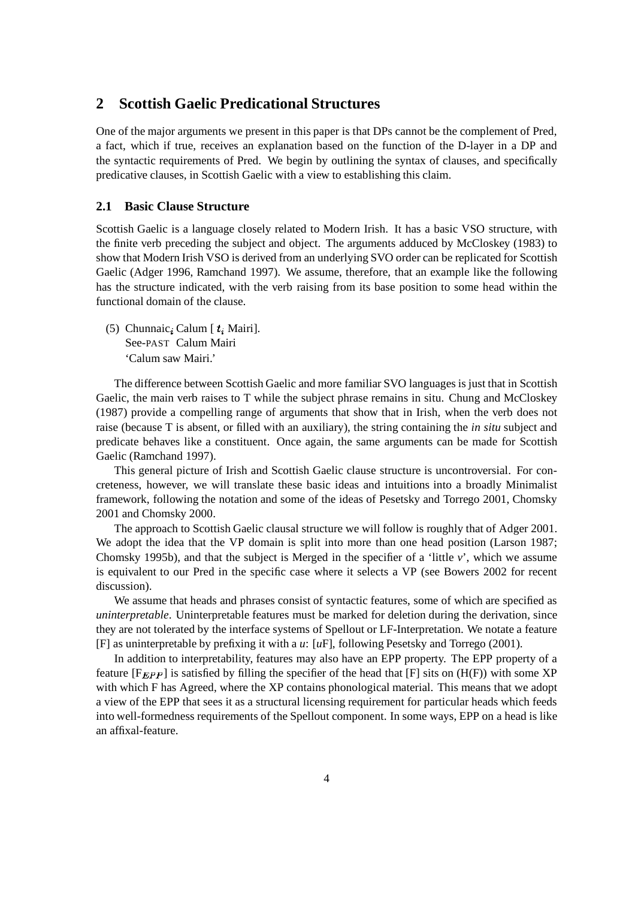## 2 Scottish Gaelic Predicational Structures

One of the major arguments we present in this paper is that DPs cannot be the complement of Pred, a fact, which if true, receives an explanation based on the function of the D-layer in a DP and the syntactic requirements of Pred. We begin by outlining the syntax of clauses, and specifically predicative clauses, in Scottish Gaelic with a view to establishing this claim.

### 2.1 Basic Clause Structure

Scottish Gaelic is a language closely related to Modern Irish. It has a basic VSO structure, with the finite verb preceding the subject and object. The arguments adduced by McCloskey (1983) to show that Modern Irish VSO is derived from an underlying SVO order can be replicated for Scottish Gaelic (Adger 1996, Ramchand 1997). We assume, therefore, that an example like the following has the structure indicated, with the verb raising from its base position to some head within the functional domain of the clause.

(5) Chunnaic$_i$ Calum [ $t_i$ Mairi].
See-PAST Calum Mairi
'Calum saw Mairi.'

The difference between Scottish Gaelic and more familiar SVO languages is just that in Scottish Gaelic, the main verb raises to T while the subject phrase remains in situ. Chung and McCloskey (1987) provide a compelling range of arguments that show that in Irish, when the verb does not raise (because T is absent, or filled with an auxiliary), the string containing the *in situ* subject and predicate behaves like a constituent. Once again, the same arguments can be made for Scottish Gaelic (Ramchand 1997).

This general picture of Irish and Scottish Gaelic clause structure is uncontroversial. For concreteness, however, we will translate these basic ideas and intuitions into a broadly Minimalist framework, following the notation and some of the ideas of Pesetsky and Torrego 2001, Chomsky 2001 and Chomsky 2000.

The approach to Scottish Gaelic clausal structure we will follow is roughly that of Adger 2001. We adopt the idea that the VP domain is split into more than one head position (Larson 1987; Chomsky 1995b), and that the subject is Merged in the specifier of a 'little *v*', which we assume is equivalent to our Pred in the specific case where it selects a VP (see Bowers 2002 for recent discussion).

We assume that heads and phrases consist of syntactic features, some of which are specified as *uninterpretable*. Uninterpretable features must be marked for deletion during the derivation, since they are not tolerated by the interface systems of Spellout or LF-Interpretation. We notate a feature [F] as uninterpretable by prefixing it with a *u*: [*u*F], following Pesetsky and Torrego (2001).

In addition to interpretability, features may also have an EPP property. The EPP property of a feature [$F_{EPP}$] is satisfied by filling the specifier of the head that [F] sits on (H(F)) with some XP with which F has Agreed, where the XP contains phonological material. This means that we adopt a view of the EPP that sees it as a structural licensing requirement for particular heads which feeds into well-formedness requirements of the Spellout component. In some ways, EPP on a head is like an affixal-feature.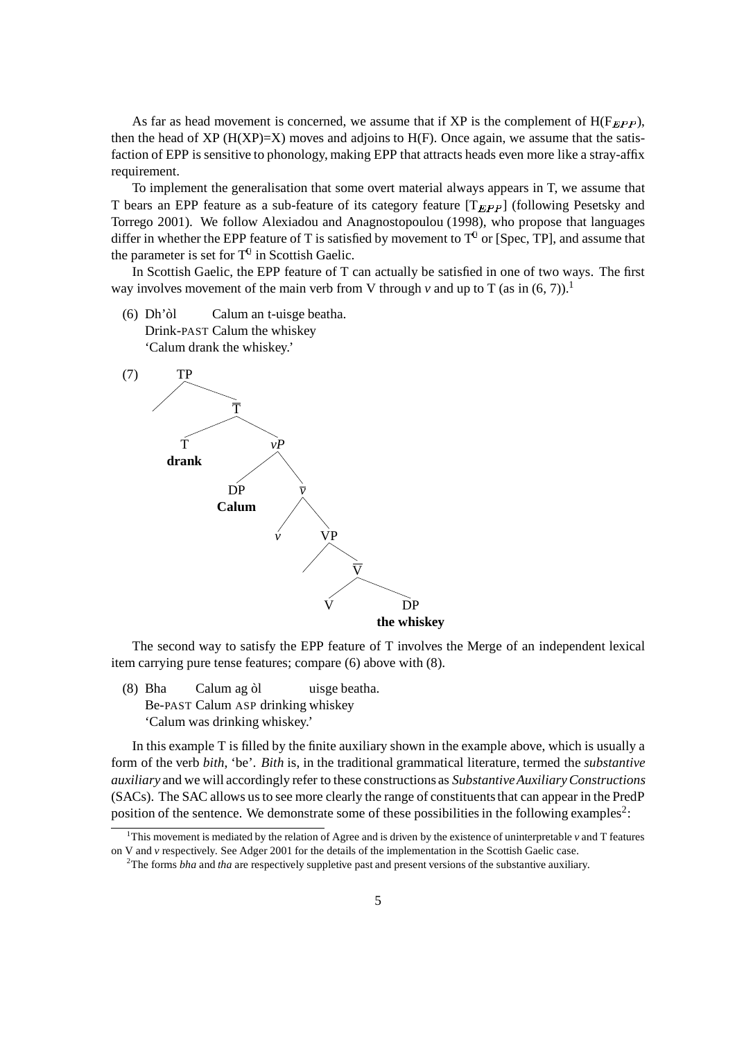As far as head movement is concerned, we assume that if XP is the complement of H($F_{EPP}$), then the head of XP (H(XP)=X) moves and adjoins to H(F). Once again, we assume that the satisfaction of EPP is sensitive to phonology, making EPP that attracts heads even more like a stray-affix requirement.

To implement the generalisation that some overt material always appears in T, we assume that T bears an EPP feature as a sub-feature of its category feature [$T_{EPP}$] (following Pesetsky and Torrego 2001). We follow Alexiadou and Anagnostopoulou (1998), who propose that languages differ in whether the EPP feature of T is satisfied by movement to $T^0$ or [Spec, TP], and assume that the parameter is set for $T^0$ in Scottish Gaelic.

In Scottish Gaelic, the EPP feature of T can actually be satisfied in one of two ways. The first way involves movement of the main verb from V through *v* and up to T (as in (6, 7)).[1]

(6) Dh'òl Calum an t-uisge beatha.
Drink-PAST Calum the whiskey
'Calum drank the whiskey.'

(7) [TP [ ] [T̄ [T **drank**] [*v*P [DP **Calum**] [*v̄* [*v*] [VP [ ] [V̄ [V] [DP **the whiskey**]]]]]]]

The second way to satisfy the EPP feature of T involves the Merge of an independent lexical item carrying pure tense features; compare (6) above with (8).

(8) Bha Calum ag òl uisge beatha.
Be-PAST Calum ASP drinking whiskey
'Calum was drinking whiskey.'

In this example T is filled by the finite auxiliary shown in the example above, which is usually a form of the verb *bith*, 'be'. *Bith* is, in the traditional grammatical literature, termed the *substantive auxiliary* and we will accordingly refer to these constructions as *Substantive Auxiliary Constructions* (SACs). The SAC allows us to see more clearly the range of constituents that can appear in the PredP position of the sentence. We demonstrate some of these possibilities in the following examples[2]:

[1] This movement is mediated by the relation of Agree and is driven by the existence of uninterpretable *v* and T features on V and *v* respectively. See Adger 2001 for the details of the implementation in the Scottish Gaelic case.

[2] The forms *bha* and *tha* are respectively suppletive past and present versions of the substantive auxiliary.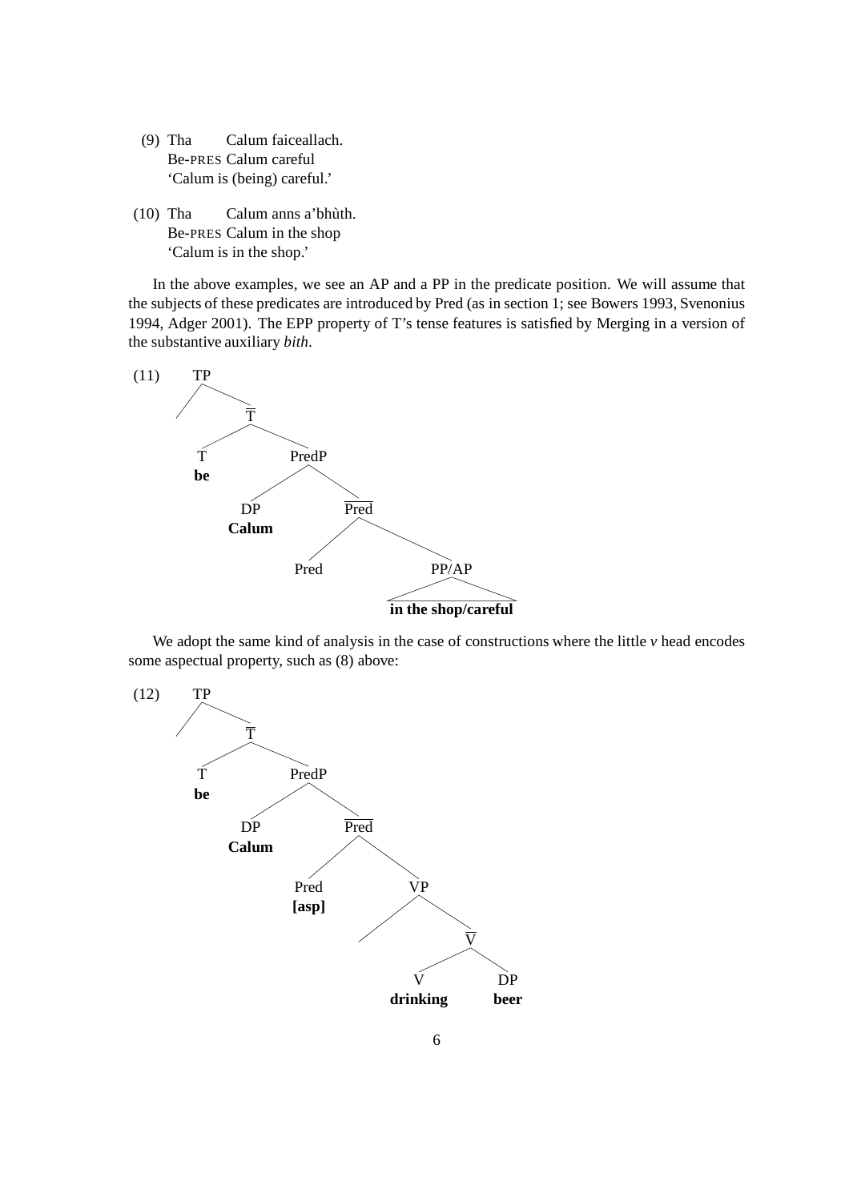(9) Tha Calum faiceallach.
Be-PRES Calum careful
'Calum is (being) careful.'

(10) Tha Calum anns a'bhùth.
Be-PRES Calum in the shop
'Calum is in the shop.'

In the above examples, we see an AP and a PP in the predicate position. We will assume that the subjects of these predicates are introduced by Pred (as in section 1; see Bowers 1993, Svenonius 1994, Adger 2001). The EPP property of T's tense features is satisfied by Merging in a version of the substantive auxiliary *bith*.

(11)

```
TP
├── (empty)
└── T̄
    ├── T
    │   be
    └── PredP
        ├── DP
        │   Calum
        └── Pred̄
            ├── Pred
            └── PP/AP
                in the shop/careful
```

We adopt the same kind of analysis in the case of constructions where the little *v* head encodes some aspectual property, such as (8) above:

(12)

```
TP
├── (empty)
└── T̄
    ├── T
    │   be
    └── PredP
        ├── DP
        │   Calum
        └── Pred̄
            ├── Pred
            │   [asp]
            └── VP
                ├── (empty)
                └── V̄
                    ├── V
                    │   drinking
                    └── DP
                        beer
```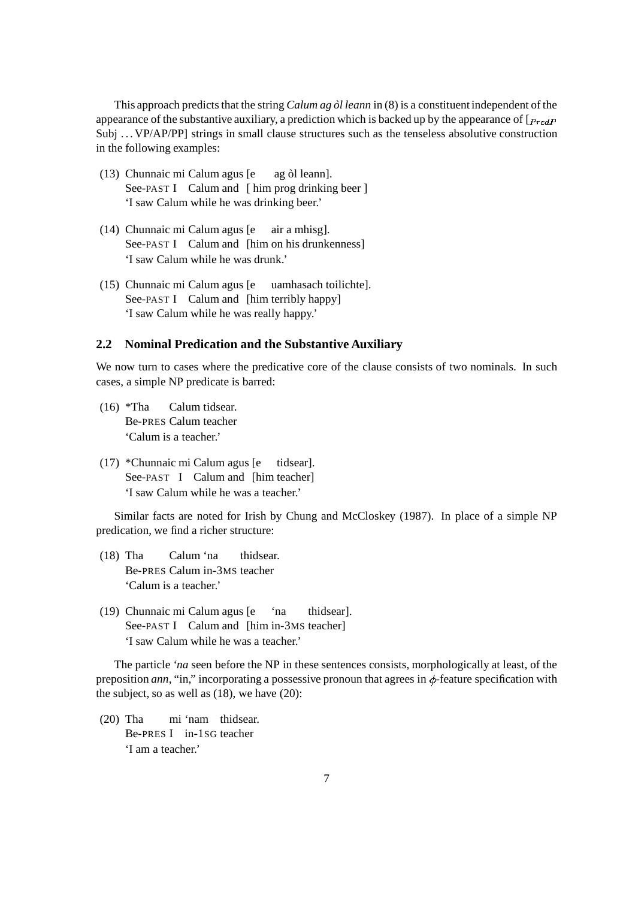This approach predicts that the string *Calum ag òl leann* in (8) is a constituent independent of the appearance of the substantive auxiliary, a prediction which is backed up by the appearance of [$_{PredP}$ Subj . . . VP/AP/PP] strings in small clause structures such as the tenseless absolutive construction in the following examples:

(13) Chunnaic mi Calum agus [e ag òl leann].
See-PAST I Calum and [ him prog drinking beer ]
'I saw Calum while he was drinking beer.'

(14) Chunnaic mi Calum agus [e air a mhisg].
See-PAST I Calum and [him on his drunkenness]
'I saw Calum while he was drunk.'

(15) Chunnaic mi Calum agus [e uamhasach toilichte].
See-PAST I Calum and [him terribly happy]
'I saw Calum while he was really happy.'

## 2.2 Nominal Predication and the Substantive Auxiliary

We now turn to cases where the predicative core of the clause consists of two nominals. In such cases, a simple NP predicate is barred:

(16) *Tha Calum tidsear.
Be-PRES Calum teacher
'Calum is a teacher.'

(17) *Chunnaic mi Calum agus [e tidsear].
See-PAST I Calum and [him teacher]
'I saw Calum while he was a teacher.'

Similar facts are noted for Irish by Chung and McCloskey (1987). In place of a simple NP predication, we find a richer structure:

(18) Tha Calum 'na thidsear.
Be-PRES Calum in-3MS teacher
'Calum is a teacher.'

(19) Chunnaic mi Calum agus [e 'na thidsear].
See-PAST I Calum and [him in-3MS teacher]
'I saw Calum while he was a teacher.'

The particle *'na* seen before the NP in these sentences consists, morphologically at least, of the preposition *ann*, "in," incorporating a possessive pronoun that agrees in $\phi$-feature specification with the subject, so as well as (18), we have (20):

(20) Tha mi 'nam thidsear.
Be-PRES I in-1SG teacher
'I am a teacher.'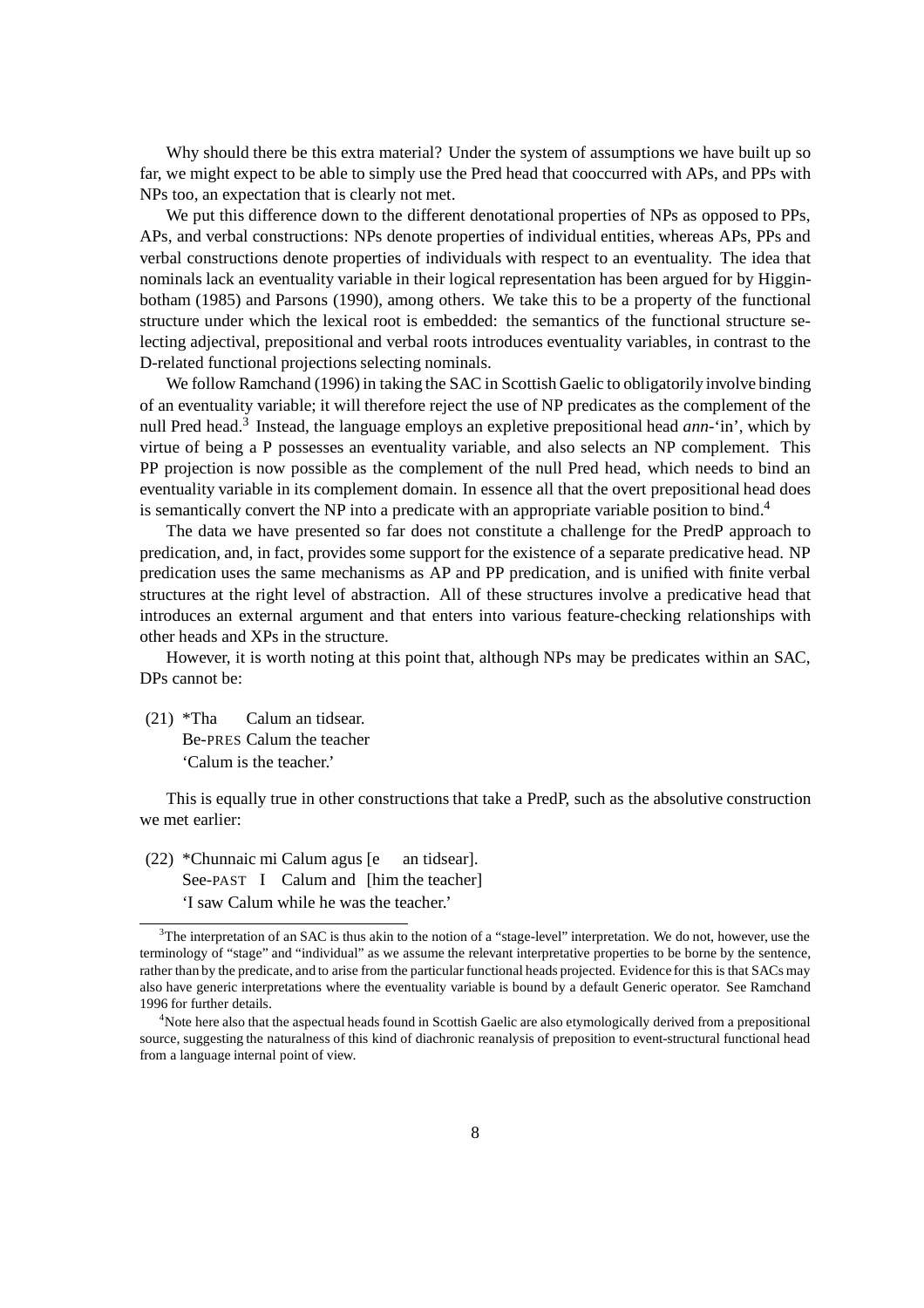Why should there be this extra material? Under the system of assumptions we have built up so far, we might expect to be able to simply use the Pred head that cooccurred with APs, and PPs with NPs too, an expectation that is clearly not met.

We put this difference down to the different denotational properties of NPs as opposed to PPs, APs, and verbal constructions: NPs denote properties of individual entities, whereas APs, PPs and verbal constructions denote properties of individuals with respect to an eventuality. The idea that nominals lack an eventuality variable in their logical representation has been argued for by Higginbotham (1985) and Parsons (1990), among others. We take this to be a property of the functional structure under which the lexical root is embedded: the semantics of the functional structure selecting adjectival, prepositional and verbal roots introduces eventuality variables, in contrast to the D-related functional projections selecting nominals.

We follow Ramchand (1996) in taking the SAC in Scottish Gaelic to obligatorily involve binding of an eventuality variable; it will therefore reject the use of NP predicates as the complement of the null Pred head.[3] Instead, the language employs an expletive prepositional head *ann*-'in', which by virtue of being a P possesses an eventuality variable, and also selects an NP complement. This PP projection is now possible as the complement of the null Pred head, which needs to bind an eventuality variable in its complement domain. In essence all that the overt prepositional head does is semantically convert the NP into a predicate with an appropriate variable position to bind.[4]

The data we have presented so far does not constitute a challenge for the PredP approach to predication, and, in fact, provides some support for the existence of a separate predicative head. NP predication uses the same mechanisms as AP and PP predication, and is unified with finite verbal structures at the right level of abstraction. All of these structures involve a predicative head that introduces an external argument and that enters into various feature-checking relationships with other heads and XPs in the structure.

However, it is worth noting at this point that, although NPs may be predicates within an SAC, DPs cannot be:

(21) \*Tha Calum an tidsear.
Be-PRES Calum the teacher
'Calum is the teacher.'

This is equally true in other constructions that take a PredP, such as the absolutive construction we met earlier:

(22) \*Chunnaic mi Calum agus [e an tidsear].
See-PAST I Calum and [him the teacher]
'I saw Calum while he was the teacher.'

---

[3] The interpretation of an SAC is thus akin to the notion of a "stage-level" interpretation. We do not, however, use the terminology of "stage" and "individual" as we assume the relevant interpretative properties to be borne by the sentence, rather than by the predicate, and to arise from the particular functional heads projected. Evidence for this is that SACs may also have generic interpretations where the eventuality variable is bound by a default Generic operator. See Ramchand 1996 for further details.

[4] Note here also that the aspectual heads found in Scottish Gaelic are also etymologically derived from a prepositional source, suggesting the naturalness of this kind of diachronic reanalysis of preposition to event-structural functional head from a language internal point of view.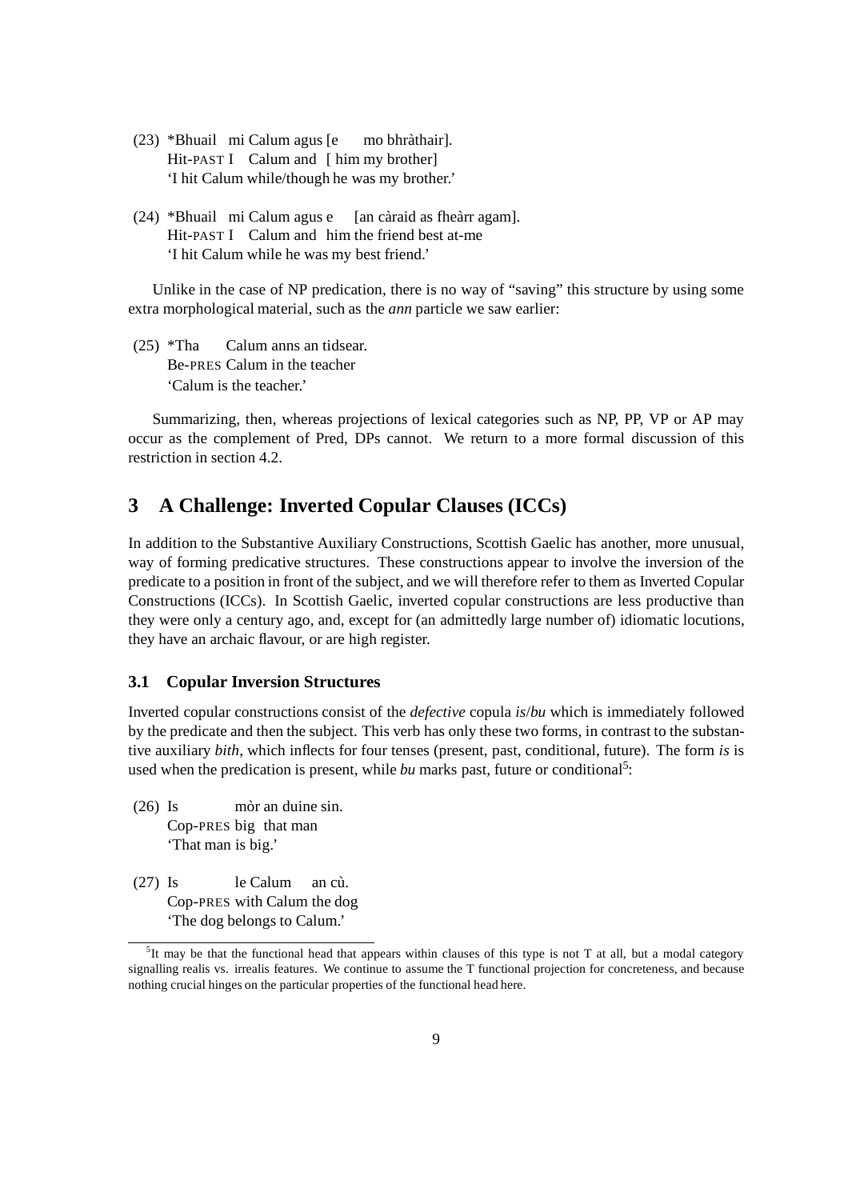(23) \*Bhuail mi Calum agus [e mo bhràthair].
Hit-PAST I Calum and [ him my brother]
'I hit Calum while/though he was my brother.'

(24) \*Bhuail mi Calum agus e [an càraid as fheàrr agam].
Hit-PAST I Calum and him the friend best at-me
'I hit Calum while he was my best friend.'

Unlike in the case of NP predication, there is no way of "saving" this structure by using some extra morphological material, such as the *ann* particle we saw earlier:

(25) \*Tha Calum anns an tidsear.
Be-PRES Calum in the teacher
'Calum is the teacher.'

Summarizing, then, whereas projections of lexical categories such as NP, PP, VP or AP may occur as the complement of Pred, DPs cannot. We return to a more formal discussion of this restriction in section 4.2.

## 3 A Challenge: Inverted Copular Clauses (ICCs)

In addition to the Substantive Auxiliary Constructions, Scottish Gaelic has another, more unusual, way of forming predicative structures. These constructions appear to involve the inversion of the predicate to a position in front of the subject, and we will therefore refer to them as Inverted Copular Constructions (ICCs). In Scottish Gaelic, inverted copular constructions are less productive than they were only a century ago, and, except for (an admittedly large number of) idiomatic locutions, they have an archaic flavour, or are high register.

### 3.1 Copular Inversion Structures

Inverted copular constructions consist of the *defective* copula *is*/*bu* which is immediately followed by the predicate and then the subject. This verb has only these two forms, in contrast to the substantive auxiliary *bith*, which inflects for four tenses (present, past, conditional, future). The form *is* is used when the predication is present, while *bu* marks past, future or conditional[5]:

(26) Is mòr an duine sin.
Cop-PRES big that man
'That man is big.'

(27) Is le Calum an cù.
Cop-PRES with Calum the dog
'The dog belongs to Calum.'

[5] It may be that the functional head that appears within clauses of this type is not T at all, but a modal category signalling realis vs. irrealis features. We continue to assume the T functional projection for concreteness, and because nothing crucial hinges on the particular properties of the functional head here.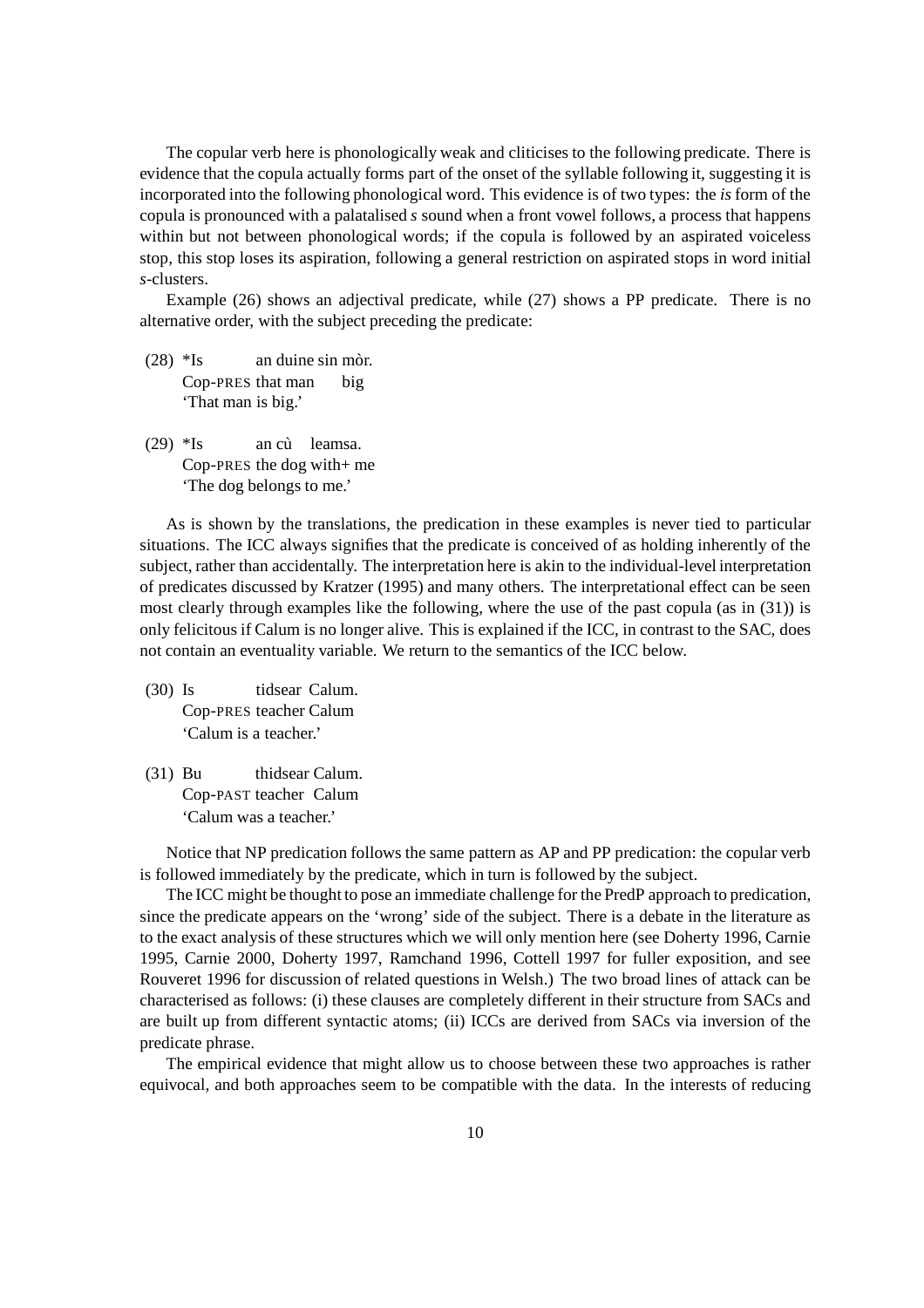The copular verb here is phonologically weak and cliticises to the following predicate. There is evidence that the copula actually forms part of the onset of the syllable following it, suggesting it is incorporated into the following phonological word. This evidence is of two types: the *is* form of the copula is pronounced with a palatalised *s* sound when a front vowel follows, a process that happens within but not between phonological words; if the copula is followed by an aspirated voiceless stop, this stop loses its aspiration, following a general restriction on aspirated stops in word initial *s*-clusters.

Example (26) shows an adjectival predicate, while (27) shows a PP predicate. There is no alternative order, with the subject preceding the predicate:

(28) *Is an duine sin mòr.
Cop-PRES that man big
'That man is big.'

(29) *Is an cù leamsa.
Cop-PRES the dog with+ me
'The dog belongs to me.'

As is shown by the translations, the predication in these examples is never tied to particular situations. The ICC always signifies that the predicate is conceived of as holding inherently of the subject, rather than accidentally. The interpretation here is akin to the individual-level interpretation of predicates discussed by Kratzer (1995) and many others. The interpretational effect can be seen most clearly through examples like the following, where the use of the past copula (as in (31)) is only felicitous if Calum is no longer alive. This is explained if the ICC, in contrast to the SAC, does not contain an eventuality variable. We return to the semantics of the ICC below.

(30) Is tidsear Calum.
Cop-PRES teacher Calum
'Calum is a teacher.'

(31) Bu thidsear Calum.
Cop-PAST teacher Calum
'Calum was a teacher.'

Notice that NP predication follows the same pattern as AP and PP predication: the copular verb is followed immediately by the predicate, which in turn is followed by the subject.

The ICC might be thought to pose an immediate challenge for the PredP approach to predication, since the predicate appears on the 'wrong' side of the subject. There is a debate in the literature as to the exact analysis of these structures which we will only mention here (see Doherty 1996, Carnie 1995, Carnie 2000, Doherty 1997, Ramchand 1996, Cottell 1997 for fuller exposition, and see Rouveret 1996 for discussion of related questions in Welsh.) The two broad lines of attack can be characterised as follows: (i) these clauses are completely different in their structure from SACs and are built up from different syntactic atoms; (ii) ICCs are derived from SACs via inversion of the predicate phrase.

The empirical evidence that might allow us to choose between these two approaches is rather equivocal, and both approaches seem to be compatible with the data. In the interests of reducing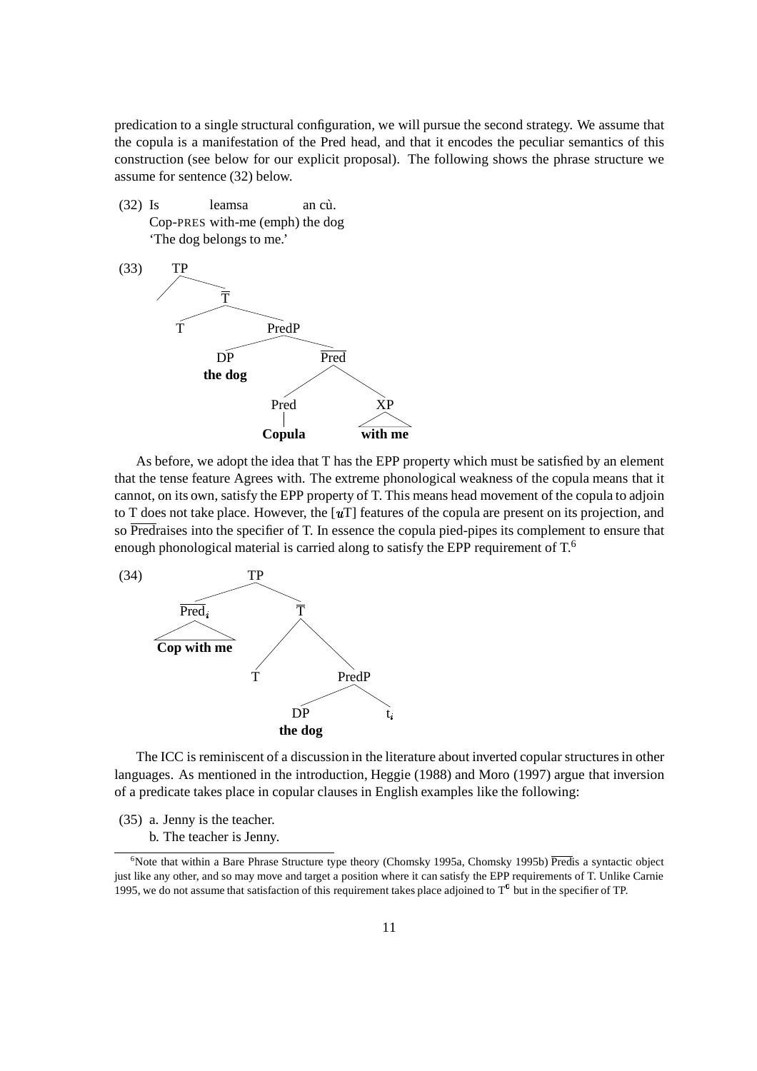predication to a single structural configuration, we will pursue the second strategy. We assume that the copula is a manifestation of the Pred head, and that it encodes the peculiar semantics of this construction (see below for our explicit proposal). The following shows the phrase structure we assume for sentence (32) below.

(32) Is leamsa an cù.
Cop-PRES with-me (emph) the dog
'The dog belongs to me.'

(33)

```
TP
├── 
└── T̄
    ├── T
    └── PredP
        ├── DP
        │   the dog
        └── P̄red
            ├── Pred
            │   Copula
            └── XP
                with me
```

As before, we adopt the idea that T has the EPP property which must be satisfied by an element that the tense feature Agrees with. The extreme phonological weakness of the copula means that it cannot, on its own, satisfy the EPP property of T. This means head movement of the copula to adjoin to T does not take place. However, the [*u*T] features of the copula are present on its projection, and so $\overline{\text{Pred}}$ raises into the specifier of T. In essence the copula pied-pipes its complement to ensure that enough phonological material is carried along to satisfy the EPP requirement of T.[6]

(34)

```
TP
├── P̄red_i
│   Cop with me
└── T̄
    ├── T
    └── PredP
        ├── DP
        │   the dog
        └── t_i
```

The ICC is reminiscent of a discussion in the literature about inverted copular structures in other languages. As mentioned in the introduction, Heggie (1988) and Moro (1997) argue that inversion of a predicate takes place in copular clauses in English examples like the following:

(35) a. Jenny is the teacher.
b. The teacher is Jenny.

[6]Note that within a Bare Phrase Structure type theory (Chomsky 1995a, Chomsky 1995b) $\overline{\text{Pred}}$is a syntactic object just like any other, and so may move and target a position where it can satisfy the EPP requirements of T. Unlike Carnie 1995, we do not assume that satisfaction of this requirement takes place adjoined to $T^0$ but in the specifier of TP.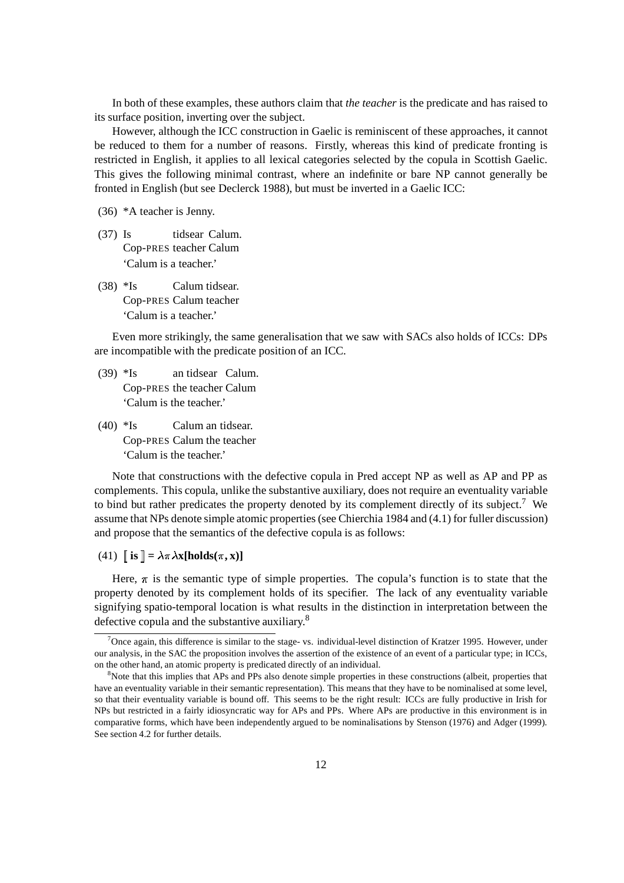In both of these examples, these authors claim that *the teacher* is the predicate and has raised to its surface position, inverting over the subject.

However, although the ICC construction in Gaelic is reminiscent of these approaches, it cannot be reduced to them for a number of reasons. Firstly, whereas this kind of predicate fronting is restricted in English, it applies to all lexical categories selected by the copula in Scottish Gaelic. This gives the following minimal contrast, where an indefinite or bare NP cannot generally be fronted in English (but see Declerck 1988), but must be inverted in a Gaelic ICC:

(36) *A teacher is Jenny.

(37) Is tidsear Calum.
Cop-PRES teacher Calum
'Calum is a teacher.'

(38) *Is Calum tidsear.
Cop-PRES Calum teacher
'Calum is a teacher.'

Even more strikingly, the same generalisation that we saw with SACs also holds of ICCs: DPs are incompatible with the predicate position of an ICC.

(39) *Is an tidsear Calum.
Cop-PRES the teacher Calum
'Calum is the teacher.'

(40) *Is Calum an tidsear.
Cop-PRES Calum the teacher
'Calum is the teacher.'

Note that constructions with the defective copula in Pred accept NP as well as AP and PP as complements. This copula, unlike the substantive auxiliary, does not require an eventuality variable to bind but rather predicates the property denoted by its complement directly of its subject.[7] We assume that NPs denote simple atomic properties (see Chierchia 1984 and (4.1) for fuller discussion) and propose that the semantics of the defective copula is as follows:

(41) $[\![ \textbf{is} ]\!] = \lambda\pi\lambda\textbf{x}[\textbf{holds}(\pi, \textbf{x})]$

Here, $\pi$ is the semantic type of simple properties. The copula's function is to state that the property denoted by its complement holds of its specifier. The lack of any eventuality variable signifying spatio-temporal location is what results in the distinction in interpretation between the defective copula and the substantive auxiliary.[8]

[7] Once again, this difference is similar to the stage- vs. individual-level distinction of Kratzer 1995. However, under our analysis, in the SAC the proposition involves the assertion of the existence of an event of a particular type; in ICCs, on the other hand, an atomic property is predicated directly of an individual.

[8] Note that this implies that APs and PPs also denote simple properties in these constructions (albeit, properties that have an eventuality variable in their semantic representation). This means that they have to be nominalised at some level, so that their eventuality variable is bound off. This seems to be the right result: ICCs are fully productive in Irish for NPs but restricted in a fairly idiosyncratic way for APs and PPs. Where APs are productive in this environment is in comparative forms, which have been independently argued to be nominalisations by Stenson (1976) and Adger (1999). See section 4.2 for further details.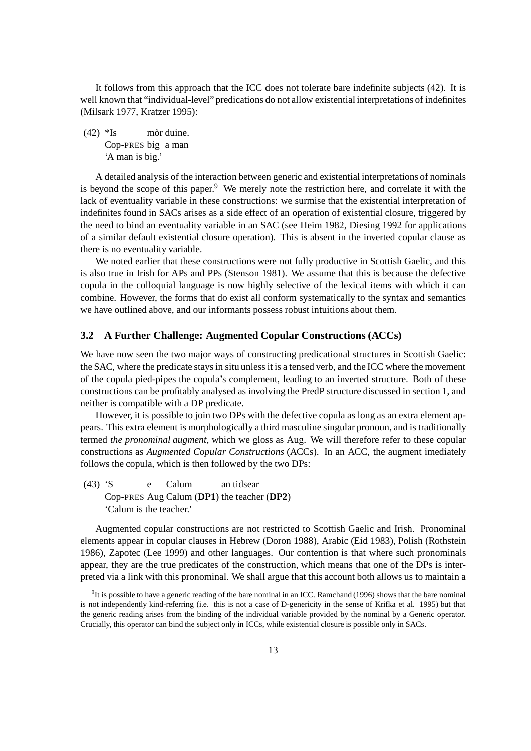It follows from this approach that the ICC does not tolerate bare indefinite subjects (42). It is well known that "individual-level" predications do not allow existential interpretations of indefinites (Milsark 1977, Kratzer 1995):

(42) *Is mòr duine.
Cop-PRES big a man
'A man is big.'

A detailed analysis of the interaction between generic and existential interpretations of nominals is beyond the scope of this paper.[9] We merely note the restriction here, and correlate it with the lack of eventuality variable in these constructions: we surmise that the existential interpretation of indefinites found in SACs arises as a side effect of an operation of existential closure, triggered by the need to bind an eventuality variable in an SAC (see Heim 1982, Diesing 1992 for applications of a similar default existential closure operation). This is absent in the inverted copular clause as there is no eventuality variable.

We noted earlier that these constructions were not fully productive in Scottish Gaelic, and this is also true in Irish for APs and PPs (Stenson 1981). We assume that this is because the defective copula in the colloquial language is now highly selective of the lexical items with which it can combine. However, the forms that do exist all conform systematically to the syntax and semantics we have outlined above, and our informants possess robust intuitions about them.

### 3.2 A Further Challenge: Augmented Copular Constructions (ACCs)

We have now seen the two major ways of constructing predicational structures in Scottish Gaelic: the SAC, where the predicate stays in situ unless it is a tensed verb, and the ICC where the movement of the copula pied-pipes the copula's complement, leading to an inverted structure. Both of these constructions can be profitably analysed as involving the PredP structure discussed in section 1, and neither is compatible with a DP predicate.

However, it is possible to join two DPs with the defective copula as long as an extra element appears. This extra element is morphologically a third masculine singular pronoun, and is traditionally termed *the pronominal augment*, which we gloss as Aug. We will therefore refer to these copular constructions as *Augmented Copular Constructions* (ACCs). In an ACC, the augment imediately follows the copula, which is then followed by the two DPs:

(43) 'S e Calum an tidsear
Cop-PRES Aug Calum (**DP1**) the teacher (**DP2**)
'Calum is the teacher.'

Augmented copular constructions are not restricted to Scottish Gaelic and Irish. Pronominal elements appear in copular clauses in Hebrew (Doron 1988), Arabic (Eid 1983), Polish (Rothstein 1986), Zapotec (Lee 1999) and other languages. Our contention is that where such pronominals appear, they are the true predicates of the construction, which means that one of the DPs is interpreted via a link with this pronominal. We shall argue that this account both allows us to maintain a

[9] It is possible to have a generic reading of the bare nominal in an ICC. Ramchand (1996) shows that the bare nominal is not independently kind-referring (i.e. this is not a case of D-genericity in the sense of Krifka et al. 1995) but that the generic reading arises from the binding of the individual variable provided by the nominal by a Generic operator. Crucially, this operator can bind the subject only in ICCs, while existential closure is possible only in SACs.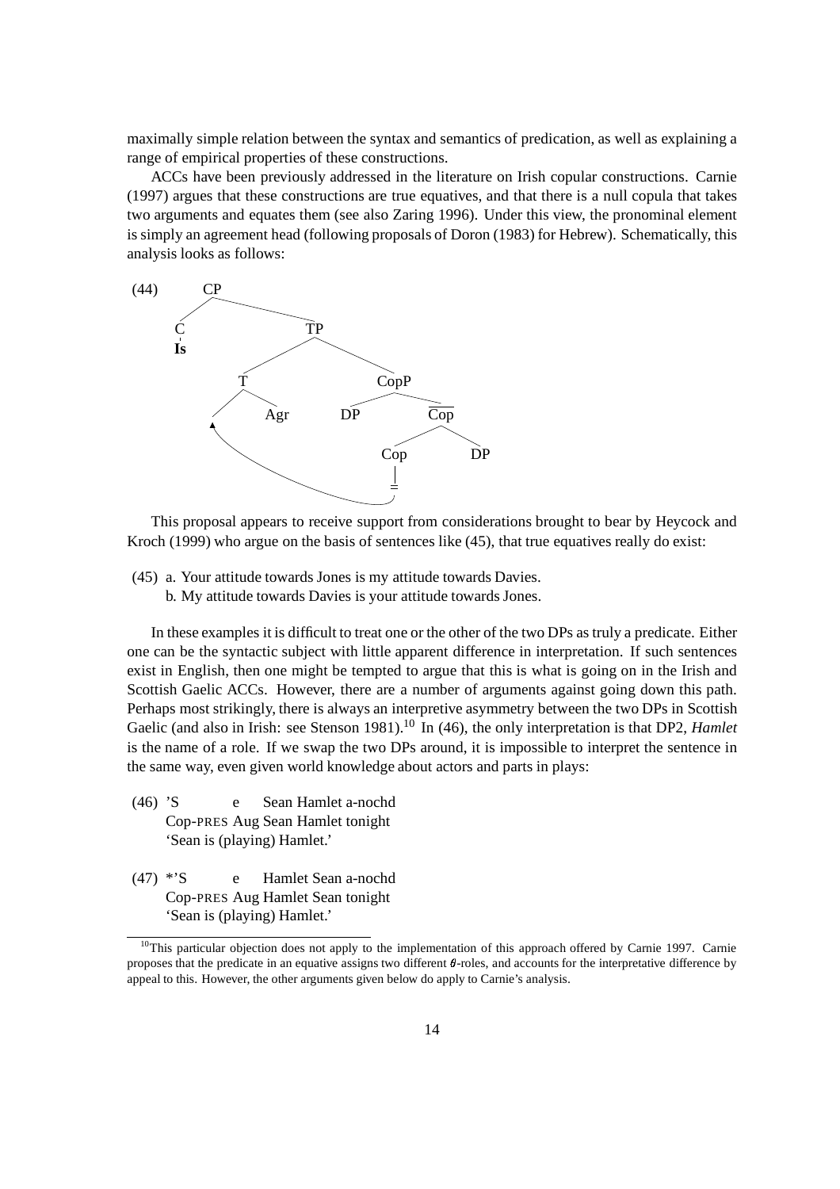maximally simple relation between the syntax and semantics of predication, as well as explaining a range of empirical properties of these constructions.

ACCs have been previously addressed in the literature on Irish copular constructions. Carnie (1997) argues that these constructions are true equatives, and that there is a null copula that takes two arguments and equates them (see also Zaring 1996). Under this view, the pronominal element is simply an agreement head (following proposals of Doron (1983) for Hebrew). Schematically, this analysis looks as follows:

(44)

```
CP
├── C
│   └── Is
└── TP
    ├── T
    │   ├── [ ]  ← (Cop = moves here)
    │   └── Agr
    └── CopP
        ├── DP
        └── Cop'
            ├── Cop
            │   └── =
            └── DP
```

This proposal appears to receive support from considerations brought to bear by Heycock and Kroch (1999) who argue on the basis of sentences like (45), that true equatives really do exist:

(45) a. Your attitude towards Jones is my attitude towards Davies.
     b. My attitude towards Davies is your attitude towards Jones.

In these examples it is difficult to treat one or the other of the two DPs as truly a predicate. Either one can be the syntactic subject with little apparent difference in interpretation. If such sentences exist in English, then one might be tempted to argue that this is what is going on in the Irish and Scottish Gaelic ACCs. However, there are a number of arguments against going down this path. Perhaps most strikingly, there is always an interpretive asymmetry between the two DPs in Scottish Gaelic (and also in Irish: see Stenson 1981).[10] In (46), the only interpretation is that DP2, *Hamlet* is the name of a role. If we swap the two DPs around, it is impossible to interpret the sentence in the same way, even given world knowledge about actors and parts in plays:

(46) 'S e Sean Hamlet a-nochd
     Cop-PRES Aug Sean Hamlet tonight
     'Sean is (playing) Hamlet.'

(47) *'S e Hamlet Sean a-nochd
     Cop-PRES Aug Hamlet Sean tonight
     'Sean is (playing) Hamlet.'

[10] This particular objection does not apply to the implementation of this approach offered by Carnie 1997. Carnie proposes that the predicate in an equative assigns two different $\theta$-roles, and accounts for the interpretative difference by appeal to this. However, the other arguments given below do apply to Carnie's analysis.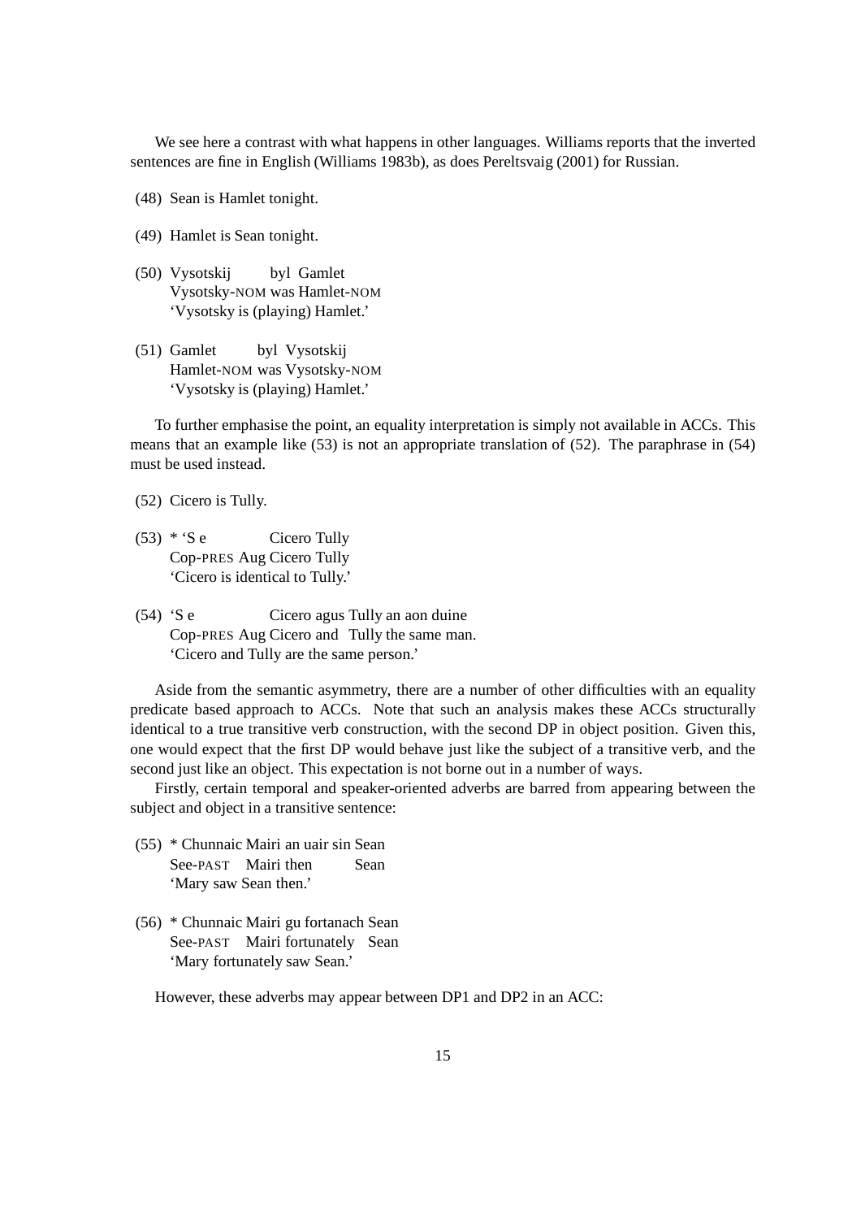We see here a contrast with what happens in other languages. Williams reports that the inverted sentences are fine in English (Williams 1983b), as does Pereltsvaig (2001) for Russian.

(48) Sean is Hamlet tonight.

(49) Hamlet is Sean tonight.

(50) Vysotskij byl Gamlet
Vysotsky-NOM was Hamlet-NOM
'Vysotsky is (playing) Hamlet.'

(51) Gamlet byl Vysotskij
Hamlet-NOM was Vysotsky-NOM
'Vysotsky is (playing) Hamlet.'

To further emphasise the point, an equality interpretation is simply not available in ACCs. This means that an example like (53) is not an appropriate translation of (52). The paraphrase in (54) must be used instead.

(52) Cicero is Tully.

(53) * 'S e Cicero Tully
Cop-PRES Aug Cicero Tully
'Cicero is identical to Tully.'

(54) 'S e Cicero agus Tully an aon duine
Cop-PRES Aug Cicero and Tully the same man.
'Cicero and Tully are the same person.'

Aside from the semantic asymmetry, there are a number of other difficulties with an equality predicate based approach to ACCs. Note that such an analysis makes these ACCs structurally identical to a true transitive verb construction, with the second DP in object position. Given this, one would expect that the first DP would behave just like the subject of a transitive verb, and the second just like an object. This expectation is not borne out in a number of ways.

Firstly, certain temporal and speaker-oriented adverbs are barred from appearing between the subject and object in a transitive sentence:

(55) * Chunnaic Mairi an uair sin Sean
See-PAST Mairi then Sean
'Mary saw Sean then.'

(56) * Chunnaic Mairi gu fortanach Sean
See-PAST Mairi fortunately Sean
'Mary fortunately saw Sean.'

However, these adverbs may appear between DP1 and DP2 in an ACC: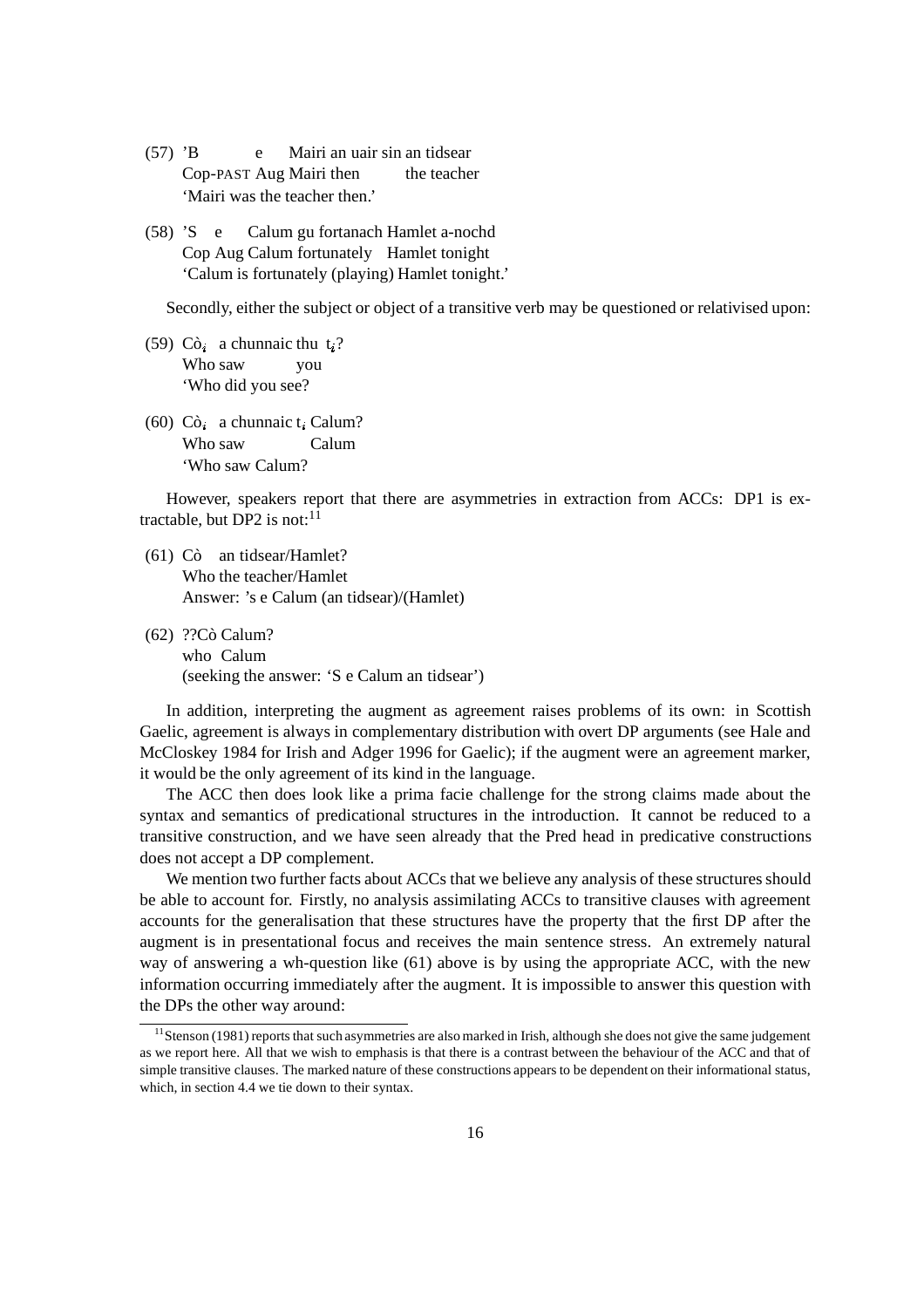(57) 'B e Mairi an uair sin an tidsear
Cop-PAST Aug Mairi then the teacher
'Mairi was the teacher then.'

(58) 'S e Calum gu fortanach Hamlet a-nochd
Cop Aug Calum fortunately Hamlet tonight
'Calum is fortunately (playing) Hamlet tonight.'

Secondly, either the subject or object of a transitive verb may be questioned or relativised upon:

(59) Cò$_i$ a chunnaic thu t$_i$?
Who saw you
'Who did you see?

(60) Cò$_i$ a chunnaic t$_i$ Calum?
Who saw Calum
'Who saw Calum?

However, speakers report that there are asymmetries in extraction from ACCs: DP1 is extractable, but DP2 is not:[11]

(61) Cò an tidsear/Hamlet?
Who the teacher/Hamlet
Answer: 's e Calum (an tidsear)/(Hamlet)

(62) ??Cò Calum?
who Calum
(seeking the answer: 'S e Calum an tidsear')

In addition, interpreting the augment as agreement raises problems of its own: in Scottish Gaelic, agreement is always in complementary distribution with overt DP arguments (see Hale and McCloskey 1984 for Irish and Adger 1996 for Gaelic); if the augment were an agreement marker, it would be the only agreement of its kind in the language.

The ACC then does look like a prima facie challenge for the strong claims made about the syntax and semantics of predicational structures in the introduction. It cannot be reduced to a transitive construction, and we have seen already that the Pred head in predicative constructions does not accept a DP complement.

We mention two further facts about ACCs that we believe any analysis of these structures should be able to account for. Firstly, no analysis assimilating ACCs to transitive clauses with agreement accounts for the generalisation that these structures have the property that the first DP after the augment is in presentational focus and receives the main sentence stress. An extremely natural way of answering a wh-question like (61) above is by using the appropriate ACC, with the new information occurring immediately after the augment. It is impossible to answer this question with the DPs the other way around:

[11] Stenson (1981) reports that such asymmetries are also marked in Irish, although she does not give the same judgement as we report here. All that we wish to emphasis is that there is a contrast between the behaviour of the ACC and that of simple transitive clauses. The marked nature of these constructions appears to be dependent on their informational status, which, in section 4.4 we tie down to their syntax.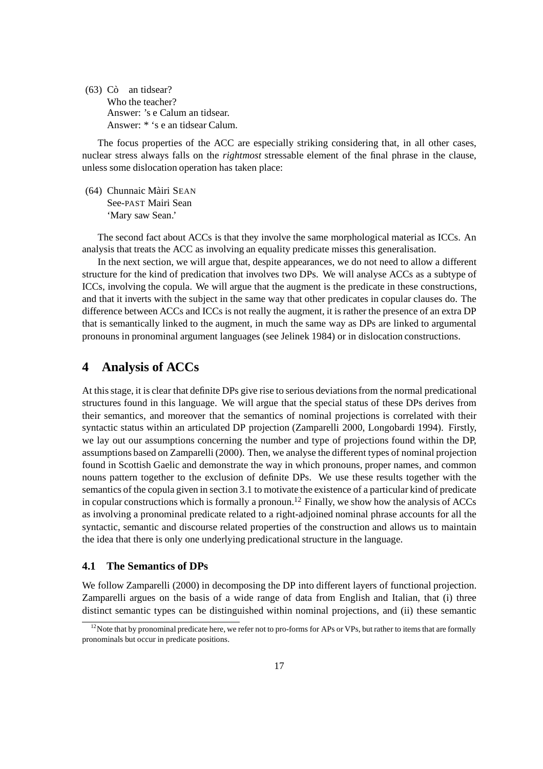(63) Cò an tidsear?
Who the teacher?
Answer: 's e Calum an tidsear.
Answer: * 's e an tidsear Calum.

The focus properties of the ACC are especially striking considering that, in all other cases, nuclear stress always falls on the *rightmost* stressable element of the final phrase in the clause, unless some dislocation operation has taken place:

(64) Chunnaic Màiri SEAN
See-PAST Mairi Sean
'Mary saw Sean.'

The second fact about ACCs is that they involve the same morphological material as ICCs. An analysis that treats the ACC as involving an equality predicate misses this generalisation.

In the next section, we will argue that, despite appearances, we do not need to allow a different structure for the kind of predication that involves two DPs. We will analyse ACCs as a subtype of ICCs, involving the copula. We will argue that the augment is the predicate in these constructions, and that it inverts with the subject in the same way that other predicates in copular clauses do. The difference between ACCs and ICCs is not really the augment, it is rather the presence of an extra DP that is semantically linked to the augment, in much the same way as DPs are linked to argumental pronouns in pronominal argument languages (see Jelinek 1984) or in dislocation constructions.

# 4 Analysis of ACCs

At this stage, it is clear that definite DPs give rise to serious deviations from the normal predicational structures found in this language. We will argue that the special status of these DPs derives from their semantics, and moreover that the semantics of nominal projections is correlated with their syntactic status within an articulated DP projection (Zamparelli 2000, Longobardi 1994). Firstly, we lay out our assumptions concerning the number and type of projections found within the DP, assumptions based on Zamparelli (2000). Then, we analyse the different types of nominal projection found in Scottish Gaelic and demonstrate the way in which pronouns, proper names, and common nouns pattern together to the exclusion of definite DPs. We use these results together with the semantics of the copula given in section 3.1 to motivate the existence of a particular kind of predicate in copular constructions which is formally a pronoun.[12] Finally, we show how the analysis of ACCs as involving a pronominal predicate related to a right-adjoined nominal phrase accounts for all the syntactic, semantic and discourse related properties of the construction and allows us to maintain the idea that there is only one underlying predicational structure in the language.

## 4.1 The Semantics of DPs

We follow Zamparelli (2000) in decomposing the DP into different layers of functional projection. Zamparelli argues on the basis of a wide range of data from English and Italian, that (i) three distinct semantic types can be distinguished within nominal projections, and (ii) these semantic

[12] Note that by pronominal predicate here, we refer not to pro-forms for APs or VPs, but rather to items that are formally pronominals but occur in predicate positions.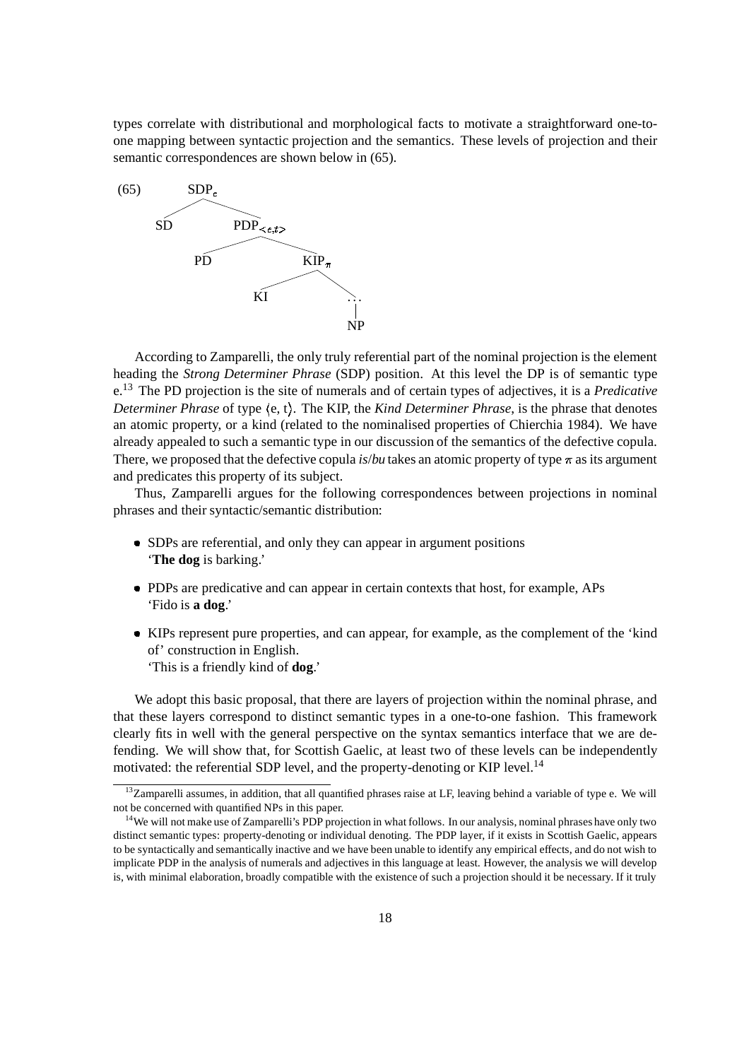types correlate with distributional and morphological facts to motivate a straightforward one-to-one mapping between syntactic projection and the semantics. These levels of projection and their semantic correspondences are shown below in (65).

(65)

```
        SDP_e
       /     \
     SD      PDP_<e,t>
             /       \
           PD        KIP_π
                     /    \
                   KI      ...
                            |
                           NP
```

According to Zamparelli, the only truly referential part of the nominal projection is the element heading the *Strong Determiner Phrase* (SDP) position. At this level the DP is of semantic type e.[13] The PD projection is the site of numerals and of certain types of adjectives, it is a *Predicative Determiner Phrase* of type $\langle e, t \rangle$. The KIP, the *Kind Determiner Phrase*, is the phrase that denotes an atomic property, or a kind (related to the nominalised properties of Chierchia 1984). We have already appealed to such a semantic type in our discussion of the semantics of the defective copula. There, we proposed that the defective copula *is*/*bu* takes an atomic property of type $\pi$ as its argument and predicates this property of its subject.

Thus, Zamparelli argues for the following correspondences between projections in nominal phrases and their syntactic/semantic distribution:

- SDPs are referential, and only they can appear in argument positions
  '**The dog** is barking.'
- PDPs are predicative and can appear in certain contexts that host, for example, APs
  'Fido is **a dog**.'
- KIPs represent pure properties, and can appear, for example, as the complement of the 'kind of' construction in English.
  'This is a friendly kind of **dog**.'

We adopt this basic proposal, that there are layers of projection within the nominal phrase, and that these layers correspond to distinct semantic types in a one-to-one fashion. This framework clearly fits in well with the general perspective on the syntax semantics interface that we are defending. We will show that, for Scottish Gaelic, at least two of these levels can be independently motivated: the referential SDP level, and the property-denoting or KIP level.[14]

[13] Zamparelli assumes, in addition, that all quantified phrases raise at LF, leaving behind a variable of type e. We will not be concerned with quantified NPs in this paper.

[14] We will not make use of Zamparelli's PDP projection in what follows. In our analysis, nominal phrases have only two distinct semantic types: property-denoting or individual denoting. The PDP layer, if it exists in Scottish Gaelic, appears to be syntactically and semantically inactive and we have been unable to identify any empirical effects, and do not wish to implicate PDP in the analysis of numerals and adjectives in this language at least. However, the analysis we will develop is, with minimal elaboration, broadly compatible with the existence of such a projection should it be necessary. If it truly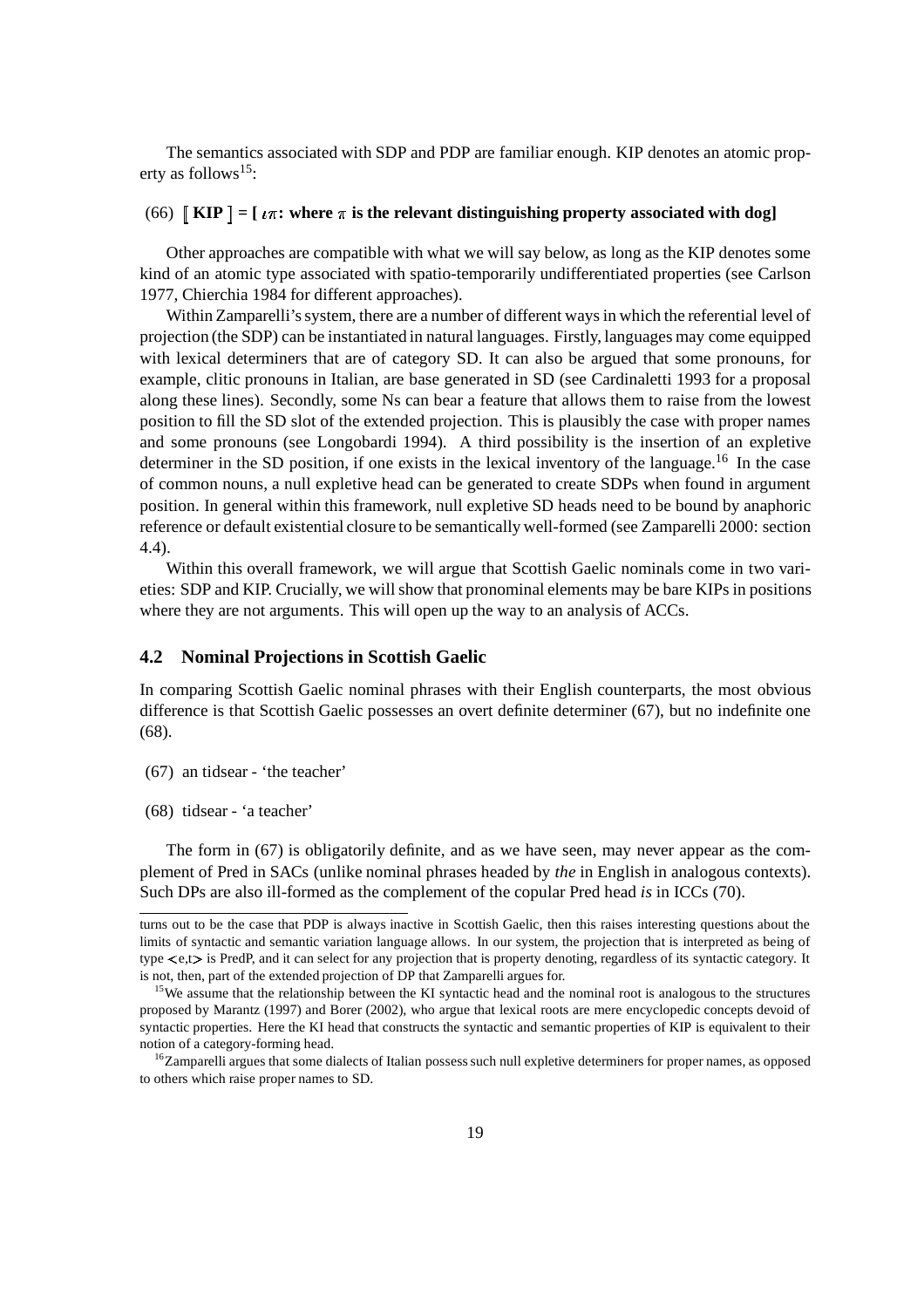The semantics associated with SDP and PDP are familiar enough. KIP denotes an atomic property as follows[15]:

(66) **$[\![$ KIP $]\!]$ = [ $\iota\pi$: where $\pi$ is the relevant distinguishing property associated with dog]**

Other approaches are compatible with what we will say below, as long as the KIP denotes some kind of an atomic type associated with spatio-temporarily undifferentiated properties (see Carlson 1977, Chierchia 1984 for different approaches).

Within Zamparelli's system, there are a number of different ways in which the referential level of projection (the SDP) can be instantiated in natural languages. Firstly, languages may come equipped with lexical determiners that are of category SD. It can also be argued that some pronouns, for example, clitic pronouns in Italian, are base generated in SD (see Cardinaletti 1993 for a proposal along these lines). Secondly, some Ns can bear a feature that allows them to raise from the lowest position to fill the SD slot of the extended projection. This is plausibly the case with proper names and some pronouns (see Longobardi 1994). A third possibility is the insertion of an expletive determiner in the SD position, if one exists in the lexical inventory of the language.[16] In the case of common nouns, a null expletive head can be generated to create SDPs when found in argument position. In general within this framework, null expletive SD heads need to be bound by anaphoric reference or default existential closure to be semantically well-formed (see Zamparelli 2000: section 4.4).

Within this overall framework, we will argue that Scottish Gaelic nominals come in two varieties: SDP and KIP. Crucially, we will show that pronominal elements may be bare KIPs in positions where they are not arguments. This will open up the way to an analysis of ACCs.

### 4.2 Nominal Projections in Scottish Gaelic

In comparing Scottish Gaelic nominal phrases with their English counterparts, the most obvious difference is that Scottish Gaelic possesses an overt definite determiner (67), but no indefinite one (68).

(67) an tidsear - 'the teacher'

(68) tidsear - 'a teacher'

The form in (67) is obligatorily definite, and as we have seen, may never appear as the complement of Pred in SACs (unlike nominal phrases headed by *the* in English in analogous contexts). Such DPs are also ill-formed as the complement of the copular Pred head *is* in ICCs (70).

---

turns out to be the case that PDP is always inactive in Scottish Gaelic, then this raises interesting questions about the limits of syntactic and semantic variation language allows. In our system, the projection that is interpreted as being of type <e,t> is PredP, and it can select for any projection that is property denoting, regardless of its syntactic category. It is not, then, part of the extended projection of DP that Zamparelli argues for.

[15] We assume that the relationship between the KI syntactic head and the nominal root is analogous to the structures proposed by Marantz (1997) and Borer (2002), who argue that lexical roots are mere encyclopedic concepts devoid of syntactic properties. Here the KI head that constructs the syntactic and semantic properties of KIP is equivalent to their notion of a category-forming head.

[16] Zamparelli argues that some dialects of Italian possess such null expletive determiners for proper names, as opposed to others which raise proper names to SD.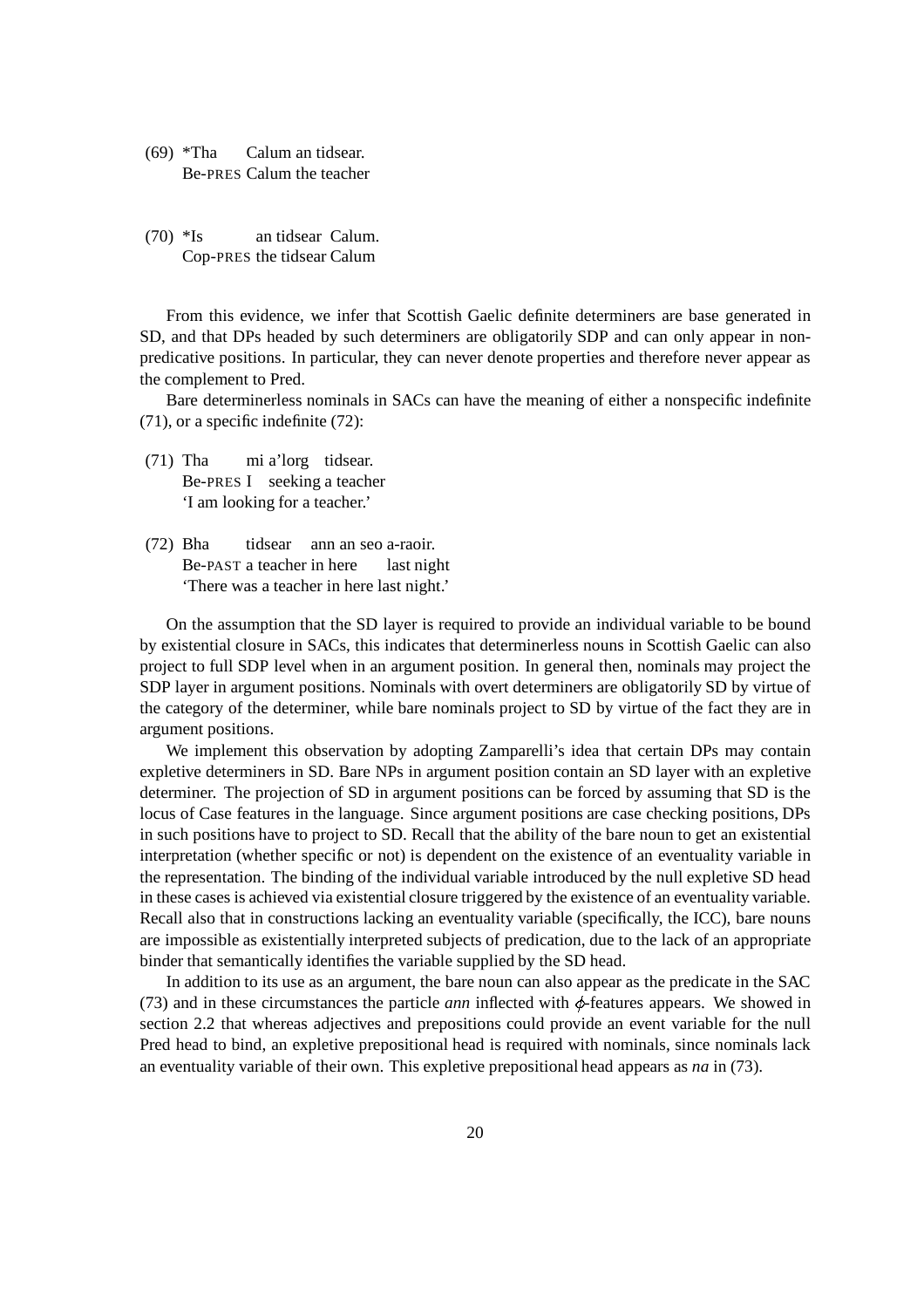(69) *Tha Calum an tidsear.
Be-PRES Calum the teacher

(70) *Is an tidsear Calum.
Cop-PRES the tidsear Calum

From this evidence, we infer that Scottish Gaelic definite determiners are base generated in SD, and that DPs headed by such determiners are obligatorily SDP and can only appear in non-predicative positions. In particular, they can never denote properties and therefore never appear as the complement to Pred.

Bare determinerless nominals in SACs can have the meaning of either a nonspecific indefinite (71), or a specific indefinite (72):

(71) Tha mi a'lorg tidsear.
Be-PRES I seeking a teacher
'I am looking for a teacher.'

(72) Bha tidsear ann an seo a-raoir.
Be-PAST a teacher in here last night
'There was a teacher in here last night.'

On the assumption that the SD layer is required to provide an individual variable to be bound by existential closure in SACs, this indicates that determinerless nouns in Scottish Gaelic can also project to full SDP level when in an argument position. In general then, nominals may project the SDP layer in argument positions. Nominals with overt determiners are obligatorily SD by virtue of the category of the determiner, while bare nominals project to SD by virtue of the fact they are in argument positions.

We implement this observation by adopting Zamparelli's idea that certain DPs may contain expletive determiners in SD. Bare NPs in argument position contain an SD layer with an expletive determiner. The projection of SD in argument positions can be forced by assuming that SD is the locus of Case features in the language. Since argument positions are case checking positions, DPs in such positions have to project to SD. Recall that the ability of the bare noun to get an existential interpretation (whether specific or not) is dependent on the existence of an eventuality variable in the representation. The binding of the individual variable introduced by the null expletive SD head in these cases is achieved via existential closure triggered by the existence of an eventuality variable. Recall also that in constructions lacking an eventuality variable (specifically, the ICC), bare nouns are impossible as existentially interpreted subjects of predication, due to the lack of an appropriate binder that semantically identifies the variable supplied by the SD head.

In addition to its use as an argument, the bare noun can also appear as the predicate in the SAC (73) and in these circumstances the particle *ann* inflected with $\phi$-features appears. We showed in section 2.2 that whereas adjectives and prepositions could provide an event variable for the null Pred head to bind, an expletive prepositional head is required with nominals, since nominals lack an eventuality variable of their own. This expletive prepositional head appears as *na* in (73).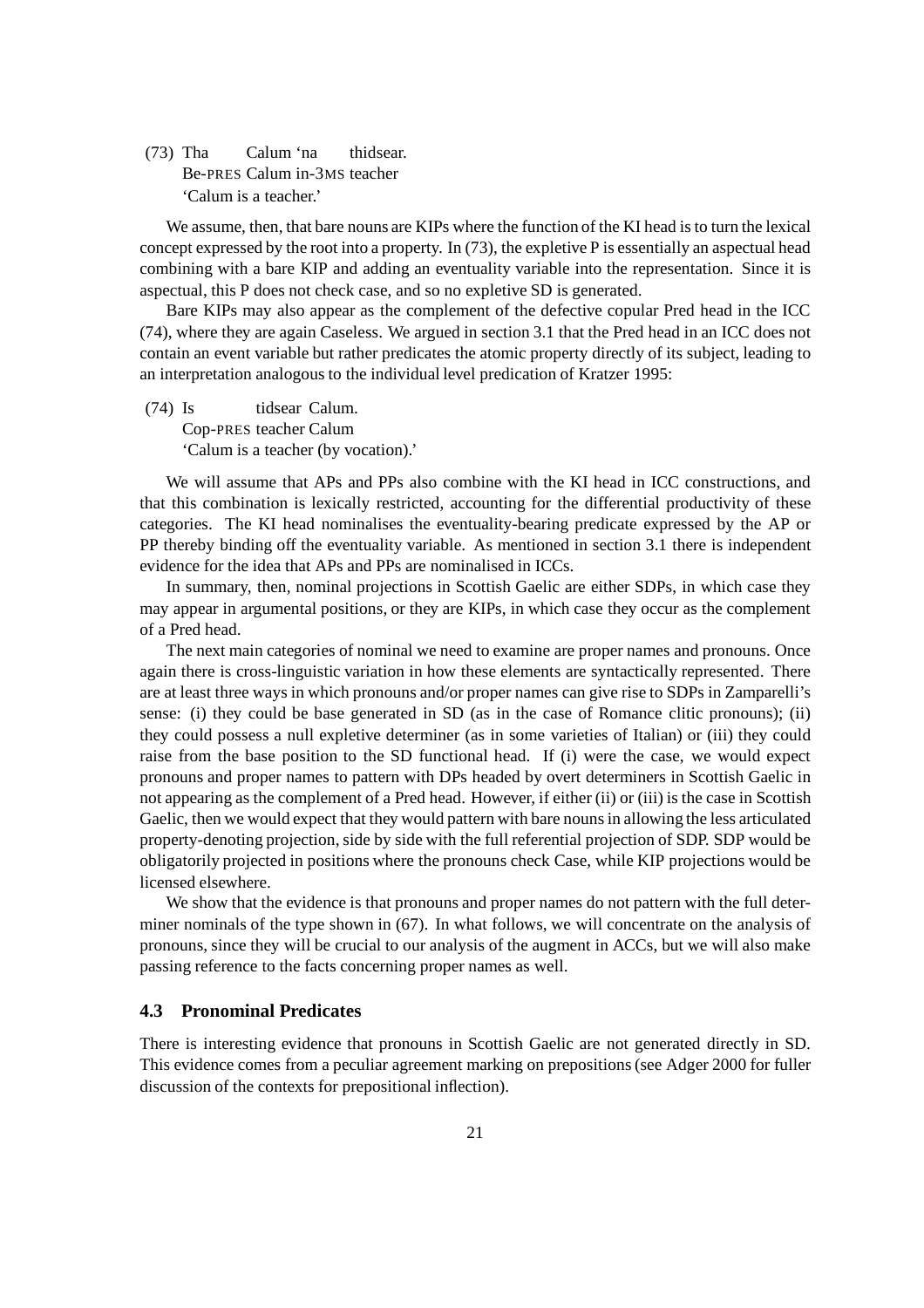(73) Tha Calum 'na thidsear.
Be-PRES Calum in-3MS teacher
'Calum is a teacher.'

We assume, then, that bare nouns are KIPs where the function of the KI head is to turn the lexical concept expressed by the root into a property. In (73), the expletive P is essentially an aspectual head combining with a bare KIP and adding an eventuality variable into the representation. Since it is aspectual, this P does not check case, and so no expletive SD is generated.

Bare KIPs may also appear as the complement of the defective copular Pred head in the ICC (74), where they are again Caseless. We argued in section 3.1 that the Pred head in an ICC does not contain an event variable but rather predicates the atomic property directly of its subject, leading to an interpretation analogous to the individual level predication of Kratzer 1995:

(74) Is tidsear Calum.
Cop-PRES teacher Calum
'Calum is a teacher (by vocation).'

We will assume that APs and PPs also combine with the KI head in ICC constructions, and that this combination is lexically restricted, accounting for the differential productivity of these categories. The KI head nominalises the eventuality-bearing predicate expressed by the AP or PP thereby binding off the eventuality variable. As mentioned in section 3.1 there is independent evidence for the idea that APs and PPs are nominalised in ICCs.

In summary, then, nominal projections in Scottish Gaelic are either SDPs, in which case they may appear in argumental positions, or they are KIPs, in which case they occur as the complement of a Pred head.

The next main categories of nominal we need to examine are proper names and pronouns. Once again there is cross-linguistic variation in how these elements are syntactically represented. There are at least three ways in which pronouns and/or proper names can give rise to SDPs in Zamparelli's sense: (i) they could be base generated in SD (as in the case of Romance clitic pronouns); (ii) they could possess a null expletive determiner (as in some varieties of Italian) or (iii) they could raise from the base position to the SD functional head. If (i) were the case, we would expect pronouns and proper names to pattern with DPs headed by overt determiners in Scottish Gaelic in not appearing as the complement of a Pred head. However, if either (ii) or (iii) is the case in Scottish Gaelic, then we would expect that they would pattern with bare nouns in allowing the less articulated property-denoting projection, side by side with the full referential projection of SDP. SDP would be obligatorily projected in positions where the pronouns check Case, while KIP projections would be licensed elsewhere.

We show that the evidence is that pronouns and proper names do not pattern with the full determiner nominals of the type shown in (67). In what follows, we will concentrate on the analysis of pronouns, since they will be crucial to our analysis of the augment in ACCs, but we will also make passing reference to the facts concerning proper names as well.

### 4.3 Pronominal Predicates

There is interesting evidence that pronouns in Scottish Gaelic are not generated directly in SD. This evidence comes from a peculiar agreement marking on prepositions (see Adger 2000 for fuller discussion of the contexts for prepositional inflection).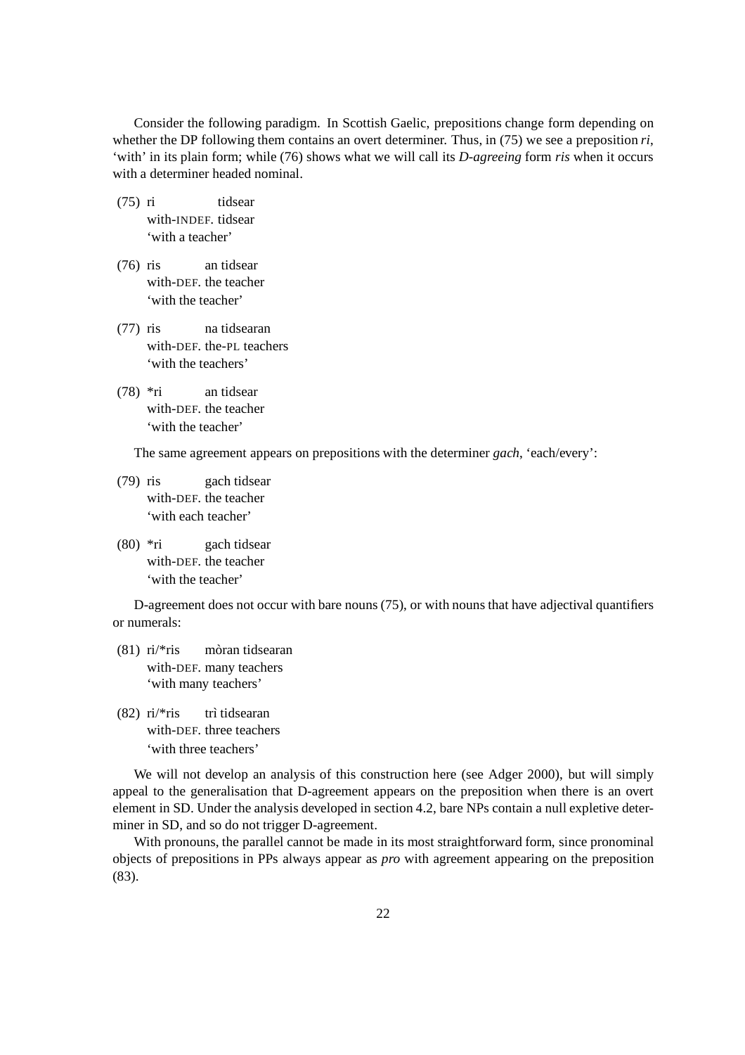Consider the following paradigm. In Scottish Gaelic, prepositions change form depending on whether the DP following them contains an overt determiner. Thus, in (75) we see a preposition *ri*, 'with' in its plain form; while (76) shows what we will call its *D-agreeing* form *ris* when it occurs with a determiner headed nominal.

(75) ri tidsear
 with-INDEF. tidsear
 'with a teacher'

(76) ris an tidsear
 with-DEF. the teacher
 'with the teacher'

(77) ris na tidsearan
 with-DEF. the-PL teachers
 'with the teachers'

(78) *ri an tidsear
 with-DEF. the teacher
 'with the teacher'

The same agreement appears on prepositions with the determiner *gach*, 'each/every':

(79) ris gach tidsear
 with-DEF. the teacher
 'with each teacher'

(80) *ri gach tidsear
 with-DEF. the teacher
 'with the teacher'

D-agreement does not occur with bare nouns (75), or with nouns that have adjectival quantifiers or numerals:

(81) ri/*ris mòran tidsearan
 with-DEF. many teachers
 'with many teachers'

(82) ri/*ris trì tidsearan
 with-DEF. three teachers
 'with three teachers'

We will not develop an analysis of this construction here (see Adger 2000), but will simply appeal to the generalisation that D-agreement appears on the preposition when there is an overt element in SD. Under the analysis developed in section 4.2, bare NPs contain a null expletive determiner in SD, and so do not trigger D-agreement.

With pronouns, the parallel cannot be made in its most straightforward form, since pronominal objects of prepositions in PPs always appear as *pro* with agreement appearing on the preposition (83).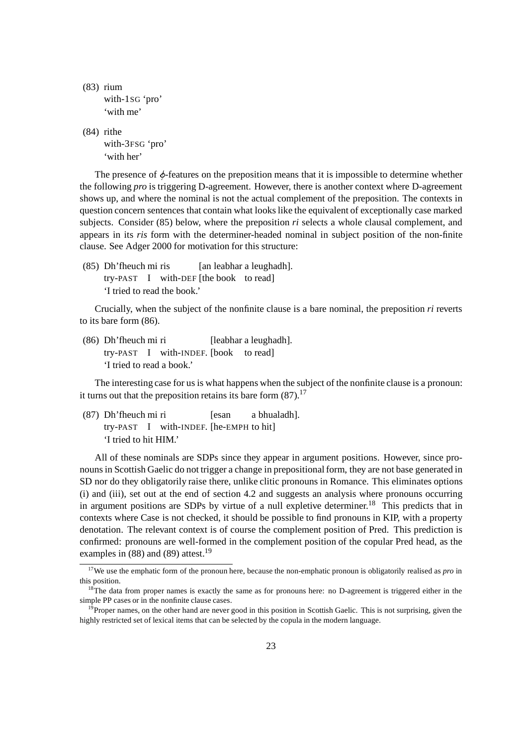(83) rium
with-1SG 'pro'
'with me'

(84) rithe
with-3FSG 'pro'
'with her'

The presence of $\phi$-features on the preposition means that it is impossible to determine whether the following *pro* is triggering D-agreement. However, there is another context where D-agreement shows up, and where the nominal is not the actual complement of the preposition. The contexts in question concern sentences that contain what looks like the equivalent of exceptionally case marked subjects. Consider (85) below, where the preposition *ri* selects a whole clausal complement, and appears in its *ris* form with the determiner-headed nominal in subject position of the non-finite clause. See Adger 2000 for motivation for this structure:

(85) Dh'fheuch mi ris [an leabhar a leughadh].
try-PAST I with-DEF [the book to read]
'I tried to read the book.'

Crucially, when the subject of the nonfinite clause is a bare nominal, the preposition *ri* reverts to its bare form (86).

(86) Dh'fheuch mi ri [leabhar a leughadh].
try-PAST I with-INDEF. [book to read]
'I tried to read a book.'

The interesting case for us is what happens when the subject of the nonfinite clause is a pronoun: it turns out that the preposition retains its bare form (87).[17]

(87) Dh'fheuch mi ri [esan a bhualadh].
try-PAST I with-INDEF. [he-EMPH to hit]
'I tried to hit HIM.'

All of these nominals are SDPs since they appear in argument positions. However, since pronouns in Scottish Gaelic do not trigger a change in prepositional form, they are not base generated in SD nor do they obligatorily raise there, unlike clitic pronouns in Romance. This eliminates options (i) and (iii), set out at the end of section 4.2 and suggests an analysis where pronouns occurring in argument positions are SDPs by virtue of a null expletive determiner.[18] This predicts that in contexts where Case is not checked, it should be possible to find pronouns in KIP, with a property denotation. The relevant context is of course the complement position of Pred. This prediction is confirmed: pronouns are well-formed in the complement position of the copular Pred head, as the examples in (88) and (89) attest.[19]

[17] We use the emphatic form of the pronoun here, because the non-emphatic pronoun is obligatorily realised as *pro* in this position.

[18] The data from proper names is exactly the same as for pronouns here: no D-agreement is triggered either in the simple PP cases or in the nonfinite clause cases.

[19] Proper names, on the other hand are never good in this position in Scottish Gaelic. This is not surprising, given the highly restricted set of lexical items that can be selected by the copula in the modern language.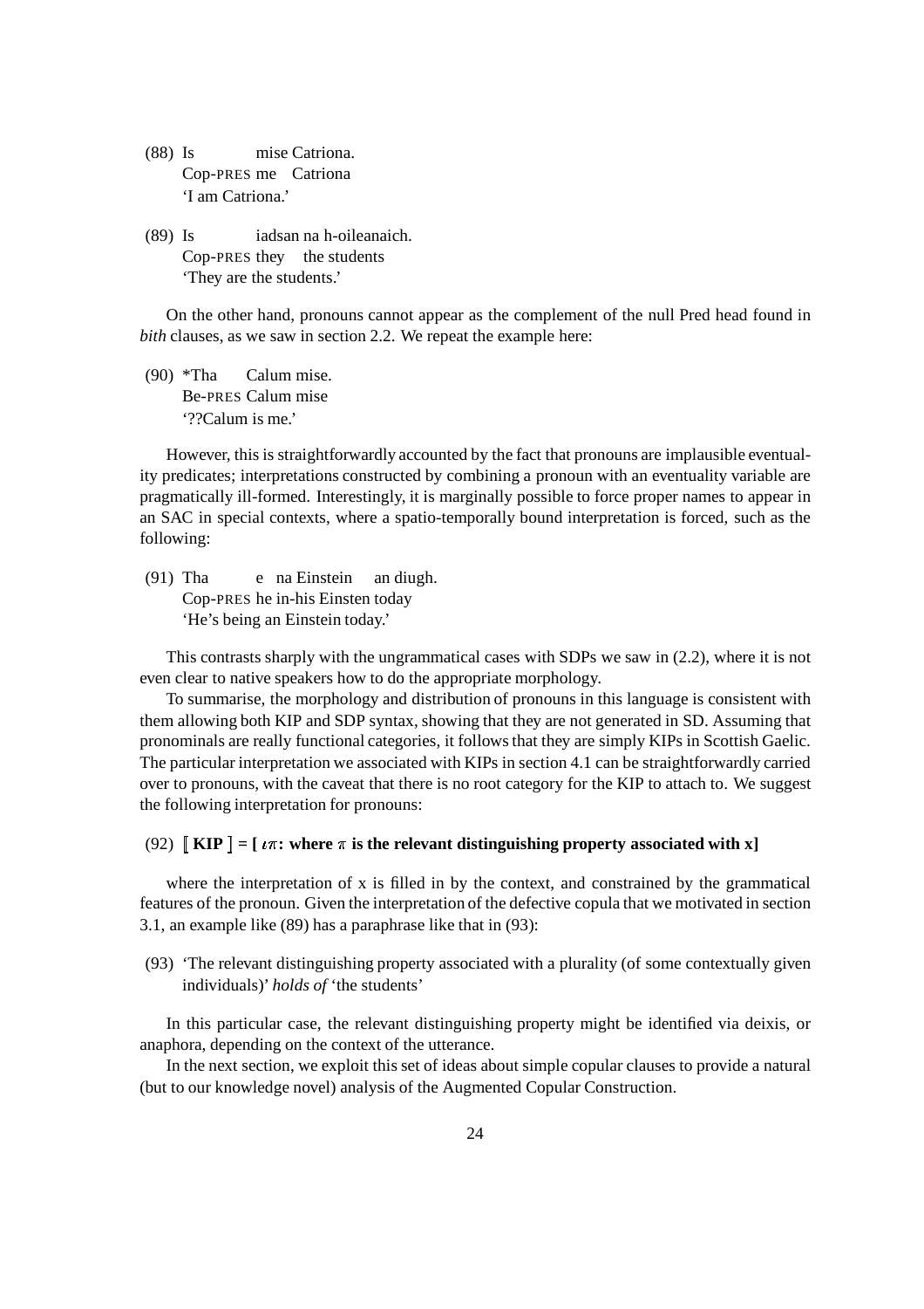(88) Is mise Catriona.
Cop-PRES me Catriona
'I am Catriona.'

(89) Is iadsan na h-oileanaich.
Cop-PRES they the students
'They are the students.'

On the other hand, pronouns cannot appear as the complement of the null Pred head found in *bith* clauses, as we saw in section 2.2. We repeat the example here:

(90) *Tha Calum mise.
Be-PRES Calum mise
'??Calum is me.'

However, this is straightforwardly accounted by the fact that pronouns are implausible eventuality predicates; interpretations constructed by combining a pronoun with an eventuality variable are pragmatically ill-formed. Interestingly, it is marginally possible to force proper names to appear in an SAC in special contexts, where a spatio-temporally bound interpretation is forced, such as the following:

(91) Tha e na Einstein an diugh.
Cop-PRES he in-his Einsten today
'He's being an Einstein today.'

This contrasts sharply with the ungrammatical cases with SDPs we saw in (2.2), where it is not even clear to native speakers how to do the appropriate morphology.

To summarise, the morphology and distribution of pronouns in this language is consistent with them allowing both KIP and SDP syntax, showing that they are not generated in SD. Assuming that pronominals are really functional categories, it follows that they are simply KIPs in Scottish Gaelic. The particular interpretation we associated with KIPs in section 4.1 can be straightforwardly carried over to pronouns, with the caveat that there is no root category for the KIP to attach to. We suggest the following interpretation for pronouns:

(92) **$[\![$ KIP $]\!]$ = [ $\iota\pi$: where $\pi$ is the relevant distinguishing property associated with x]**

where the interpretation of x is filled in by the context, and constrained by the grammatical features of the pronoun. Given the interpretation of the defective copula that we motivated in section 3.1, an example like (89) has a paraphrase like that in (93):

(93) 'The relevant distinguishing property associated with a plurality (of some contextually given individuals)' *holds of* 'the students'

In this particular case, the relevant distinguishing property might be identified via deixis, or anaphora, depending on the context of the utterance.

In the next section, we exploit this set of ideas about simple copular clauses to provide a natural (but to our knowledge novel) analysis of the Augmented Copular Construction.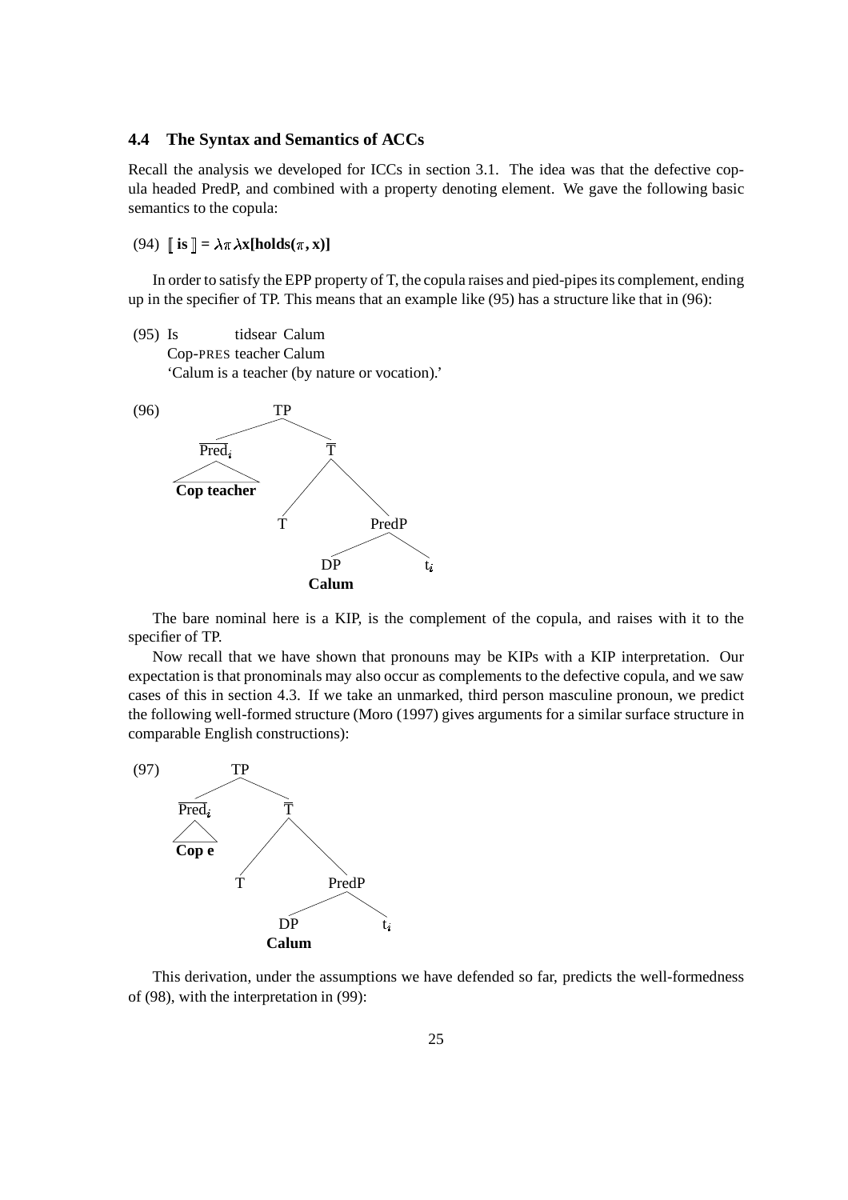### 4.4 The Syntax and Semantics of ACCs

Recall the analysis we developed for ICCs in section 3.1. The idea was that the defective copula headed PredP, and combined with a property denoting element. We gave the following basic semantics to the copula:

(94) $[\![\textbf{is}]\!] = \lambda\pi\lambda x[\textbf{holds}(\pi, x)]$

In order to satisfy the EPP property of T, the copula raises and pied-pipes its complement, ending up in the specifier of TP. This means that an example like (95) has a structure like that in (96):

(95) Is tidsear Calum
Cop-PRES teacher Calum
'Calum is a teacher (by nature or vocation).'

(96)
```
TP
├── Pred̄_i
│   └── [Cop teacher]
└── T̄
    ├── T
    └── PredP
        ├── DP
        │   └── Calum
        └── t_i
```

The bare nominal here is a KIP, is the complement of the copula, and raises with it to the specifier of TP.

Now recall that we have shown that pronouns may be KIPs with a KIP interpretation. Our expectation is that pronominals may also occur as complements to the defective copula, and we saw cases of this in section 4.3. If we take an unmarked, third person masculine pronoun, we predict the following well-formed structure (Moro (1997) gives arguments for a similar surface structure in comparable English constructions):

(97)
```
TP
├── Pred̄_i
│   └── [Cop e]
└── T̄
    ├── T
    └── PredP
        ├── DP
        │   └── Calum
        └── t_i
```

This derivation, under the assumptions we have defended so far, predicts the well-formedness of (98), with the interpretation in (99):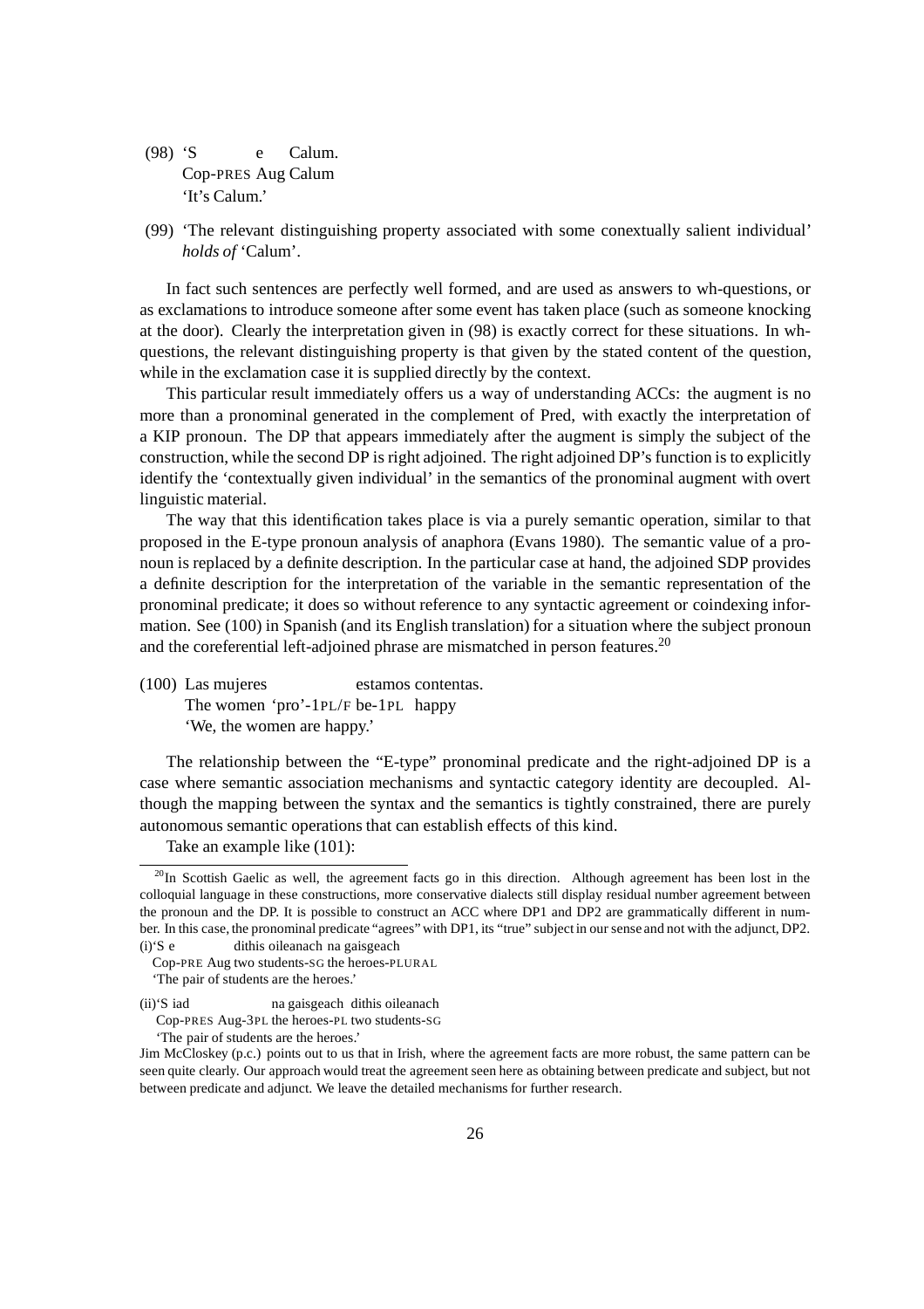(98) 'S e Calum.
     Cop-PRES Aug Calum
     'It's Calum.'

(99) 'The relevant distinguishing property associated with some conextually salient individual' *holds of* 'Calum'.

In fact such sentences are perfectly well formed, and are used as answers to wh-questions, or as exclamations to introduce someone after some event has taken place (such as someone knocking at the door). Clearly the interpretation given in (98) is exactly correct for these situations. In wh-questions, the relevant distinguishing property is that given by the stated content of the question, while in the exclamation case it is supplied directly by the context.

This particular result immediately offers us a way of understanding ACCs: the augment is no more than a pronominal generated in the complement of Pred, with exactly the interpretation of a KIP pronoun. The DP that appears immediately after the augment is simply the subject of the construction, while the second DP is right adjoined. The right adjoined DP's function is to explicitly identify the 'contextually given individual' in the semantics of the pronominal augment with overt linguistic material.

The way that this identification takes place is via a purely semantic operation, similar to that proposed in the E-type pronoun analysis of anaphora (Evans 1980). The semantic value of a pronoun is replaced by a definite description. In the particular case at hand, the adjoined SDP provides a definite description for the interpretation of the variable in the semantic representation of the pronominal predicate; it does so without reference to any syntactic agreement or coindexing information. See (100) in Spanish (and its English translation) for a situation where the subject pronoun and the coreferential left-adjoined phrase are mismatched in person features.[20]

(100) Las mujeres estamos contentas.
      The women 'pro'-1PL/F be-1PL happy
      'We, the women are happy.'

The relationship between the "E-type" pronominal predicate and the right-adjoined DP is a case where semantic association mechanisms and syntactic category identity are decoupled. Although the mapping between the syntax and the semantics is tightly constrained, there are purely autonomous semantic operations that can establish effects of this kind.

Take an example like (101):

---

[20] In Scottish Gaelic as well, the agreement facts go in this direction. Although agreement has been lost in the colloquial language in these constructions, more conservative dialects still display residual number agreement between the pronoun and the DP. It is possible to construct an ACC where DP1 and DP2 are grammatically different in number. In this case, the pronominal predicate "agrees" with DP1, its "true" subject in our sense and not with the adjunct, DP2.

(i) 'S e dithis oileanach na gaisgeach
    Cop-PRE Aug two students-SG the heroes-PLURAL
    'The pair of students are the heroes.'

(ii) 'S iad na gaisgeach dithis oileanach
     Cop-PRES Aug-3PL the heroes-PL two students-SG
     'The pair of students are the heroes.'

Jim McCloskey (p.c.) points out to us that in Irish, where the agreement facts are more robust, the same pattern can be seen quite clearly. Our approach would treat the agreement seen here as obtaining between predicate and subject, but not between predicate and adjunct. We leave the detailed mechanisms for further research.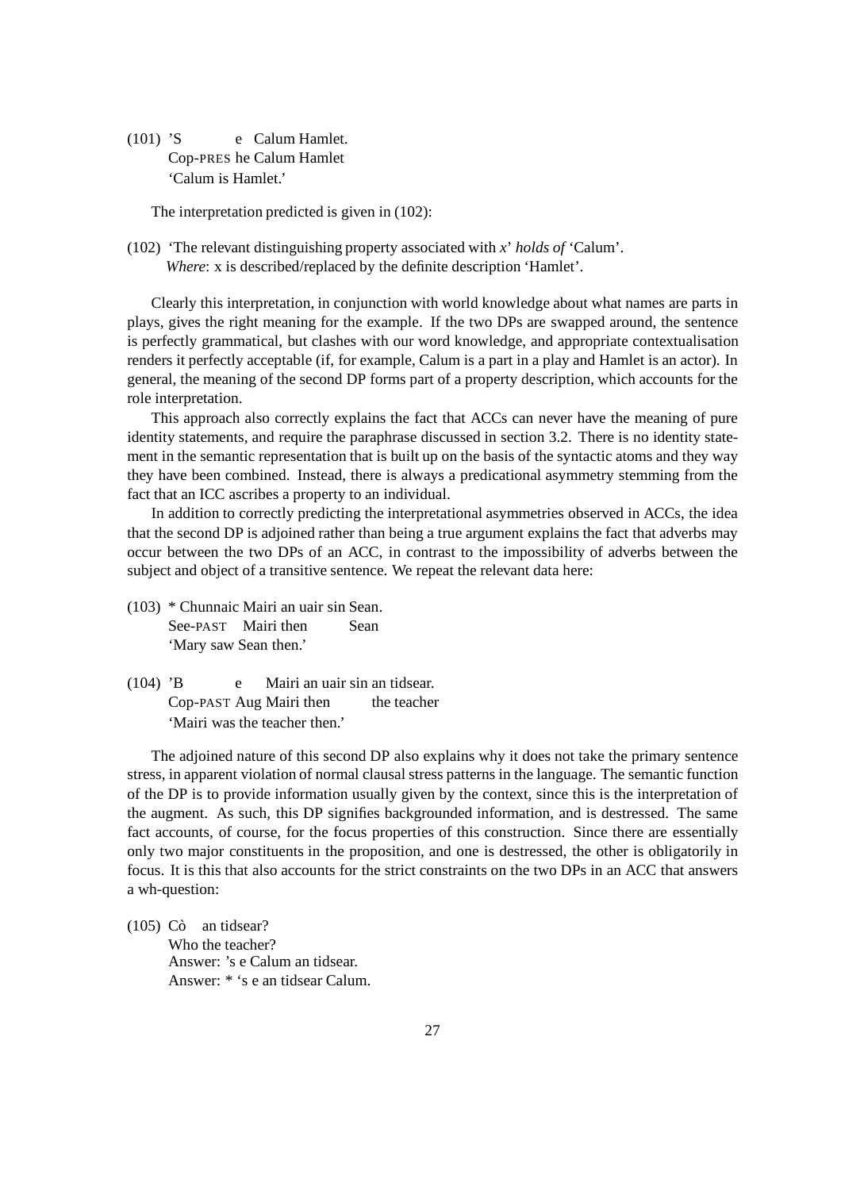(101) 'S e Calum Hamlet.
Cop-PRES he Calum Hamlet
'Calum is Hamlet.'

The interpretation predicted is given in (102):

(102) 'The relevant distinguishing property associated with *x*' *holds of* 'Calum'.
*Where*: x is described/replaced by the definite description 'Hamlet'.

Clearly this interpretation, in conjunction with world knowledge about what names are parts in plays, gives the right meaning for the example. If the two DPs are swapped around, the sentence is perfectly grammatical, but clashes with our word knowledge, and appropriate contextualisation renders it perfectly acceptable (if, for example, Calum is a part in a play and Hamlet is an actor). In general, the meaning of the second DP forms part of a property description, which accounts for the role interpretation.

This approach also correctly explains the fact that ACCs can never have the meaning of pure identity statements, and require the paraphrase discussed in section 3.2. There is no identity statement in the semantic representation that is built up on the basis of the syntactic atoms and they way they have been combined. Instead, there is always a predicational asymmetry stemming from the fact that an ICC ascribes a property to an individual.

In addition to correctly predicting the interpretational asymmetries observed in ACCs, the idea that the second DP is adjoined rather than being a true argument explains the fact that adverbs may occur between the two DPs of an ACC, in contrast to the impossibility of adverbs between the subject and object of a transitive sentence. We repeat the relevant data here:

(103) * Chunnaic Mairi an uair sin Sean.
See-PAST Mairi then Sean
'Mary saw Sean then.'

(104) 'B e Mairi an uair sin an tidsear.
Cop-PAST Aug Mairi then the teacher
'Mairi was the teacher then.'

The adjoined nature of this second DP also explains why it does not take the primary sentence stress, in apparent violation of normal clausal stress patterns in the language. The semantic function of the DP is to provide information usually given by the context, since this is the interpretation of the augment. As such, this DP signifies backgrounded information, and is destressed. The same fact accounts, of course, for the focus properties of this construction. Since there are essentially only two major constituents in the proposition, and one is destressed, the other is obligatorily in focus. It is this that also accounts for the strict constraints on the two DPs in an ACC that answers a wh-question:

(105) Cò an tidsear?
Who the teacher?
Answer: 's e Calum an tidsear.
Answer: * 's e an tidsear Calum.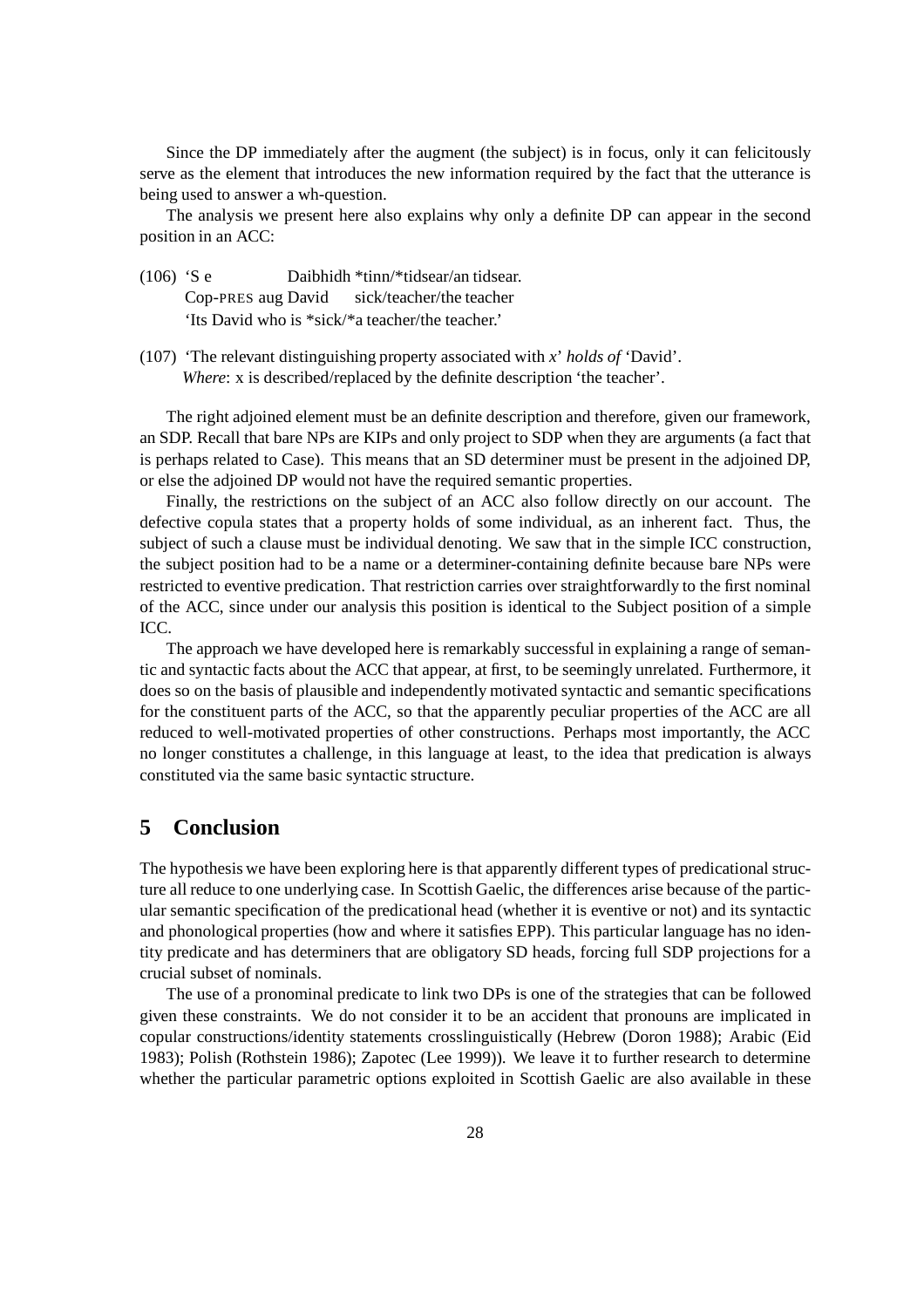Since the DP immediately after the augment (the subject) is in focus, only it can felicitously serve as the element that introduces the new information required by the fact that the utterance is being used to answer a wh-question.

The analysis we present here also explains why only a definite DP can appear in the second position in an ACC:

(106) 'S e Daibhidh *tinn/*tidsear/an tidsear.
      Cop-PRES aug David sick/teacher/the teacher
      'Its David who is *sick/*a teacher/the teacher.'

(107) 'The relevant distinguishing property associated with *x*' *holds of* 'David'.
      *Where*: x is described/replaced by the definite description 'the teacher'.

The right adjoined element must be an definite description and therefore, given our framework, an SDP. Recall that bare NPs are KIPs and only project to SDP when they are arguments (a fact that is perhaps related to Case). This means that an SD determiner must be present in the adjoined DP, or else the adjoined DP would not have the required semantic properties.

Finally, the restrictions on the subject of an ACC also follow directly on our account. The defective copula states that a property holds of some individual, as an inherent fact. Thus, the subject of such a clause must be individual denoting. We saw that in the simple ICC construction, the subject position had to be a name or a determiner-containing definite because bare NPs were restricted to eventive predication. That restriction carries over straightforwardly to the first nominal of the ACC, since under our analysis this position is identical to the Subject position of a simple ICC.

The approach we have developed here is remarkably successful in explaining a range of semantic and syntactic facts about the ACC that appear, at first, to be seemingly unrelated. Furthermore, it does so on the basis of plausible and independently motivated syntactic and semantic specifications for the constituent parts of the ACC, so that the apparently peculiar properties of the ACC are all reduced to well-motivated properties of other constructions. Perhaps most importantly, the ACC no longer constitutes a challenge, in this language at least, to the idea that predication is always constituted via the same basic syntactic structure.

# 5 Conclusion

The hypothesis we have been exploring here is that apparently different types of predicational structure all reduce to one underlying case. In Scottish Gaelic, the differences arise because of the particular semantic specification of the predicational head (whether it is eventive or not) and its syntactic and phonological properties (how and where it satisfies EPP). This particular language has no identity predicate and has determiners that are obligatory SD heads, forcing full SDP projections for a crucial subset of nominals.

The use of a pronominal predicate to link two DPs is one of the strategies that can be followed given these constraints. We do not consider it to be an accident that pronouns are implicated in copular constructions/identity statements crosslinguistically (Hebrew (Doron 1988); Arabic (Eid 1983); Polish (Rothstein 1986); Zapotec (Lee 1999)). We leave it to further research to determine whether the particular parametric options exploited in Scottish Gaelic are also available in these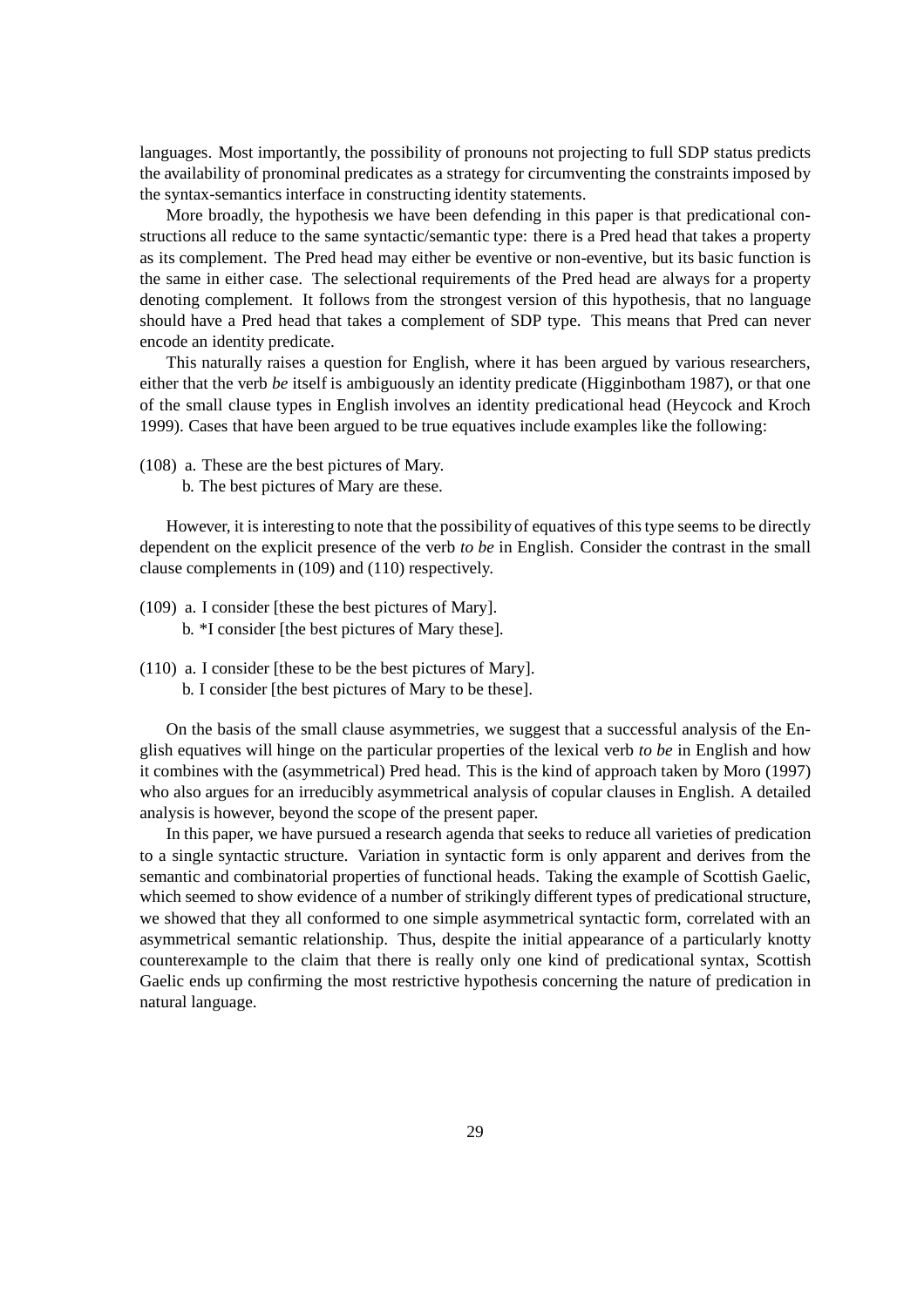languages. Most importantly, the possibility of pronouns not projecting to full SDP status predicts the availability of pronominal predicates as a strategy for circumventing the constraints imposed by the syntax-semantics interface in constructing identity statements.

More broadly, the hypothesis we have been defending in this paper is that predicational constructions all reduce to the same syntactic/semantic type: there is a Pred head that takes a property as its complement. The Pred head may either be eventive or non-eventive, but its basic function is the same in either case. The selectional requirements of the Pred head are always for a property denoting complement. It follows from the strongest version of this hypothesis, that no language should have a Pred head that takes a complement of SDP type. This means that Pred can never encode an identity predicate.

This naturally raises a question for English, where it has been argued by various researchers, either that the verb *be* itself is ambiguously an identity predicate (Higginbotham 1987), or that one of the small clause types in English involves an identity predicational head (Heycock and Kroch 1999). Cases that have been argued to be true equatives include examples like the following:

(108) a. These are the best pictures of Mary.
  b. The best pictures of Mary are these.

However, it is interesting to note that the possibility of equatives of this type seems to be directly dependent on the explicit presence of the verb *to be* in English. Consider the contrast in the small clause complements in (109) and (110) respectively.

(109) a. I consider [these the best pictures of Mary].
  b. *I consider [the best pictures of Mary these].

(110) a. I consider [these to be the best pictures of Mary].
  b. I consider [the best pictures of Mary to be these].

On the basis of the small clause asymmetries, we suggest that a successful analysis of the English equatives will hinge on the particular properties of the lexical verb *to be* in English and how it combines with the (asymmetrical) Pred head. This is the kind of approach taken by Moro (1997) who also argues for an irreducibly asymmetrical analysis of copular clauses in English. A detailed analysis is however, beyond the scope of the present paper.

In this paper, we have pursued a research agenda that seeks to reduce all varieties of predication to a single syntactic structure. Variation in syntactic form is only apparent and derives from the semantic and combinatorial properties of functional heads. Taking the example of Scottish Gaelic, which seemed to show evidence of a number of strikingly different types of predicational structure, we showed that they all conformed to one simple asymmetrical syntactic form, correlated with an asymmetrical semantic relationship. Thus, despite the initial appearance of a particularly knotty counterexample to the claim that there is really only one kind of predicational syntax, Scottish Gaelic ends up confirming the most restrictive hypothesis concerning the nature of predication in natural language.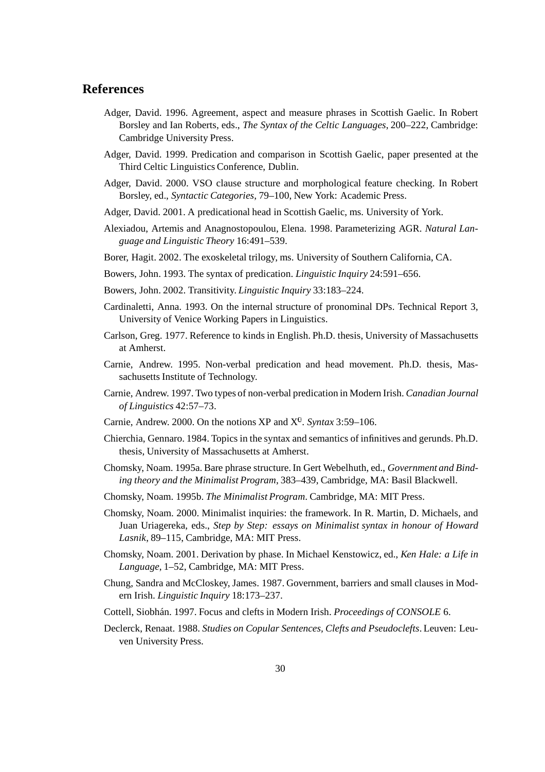## References

Adger, David. 1996. Agreement, aspect and measure phrases in Scottish Gaelic. In Robert Borsley and Ian Roberts, eds., *The Syntax of the Celtic Languages*, 200–222, Cambridge: Cambridge University Press.

Adger, David. 1999. Predication and comparison in Scottish Gaelic, paper presented at the Third Celtic Linguistics Conference, Dublin.

Adger, David. 2000. VSO clause structure and morphological feature checking. In Robert Borsley, ed., *Syntactic Categories*, 79–100, New York: Academic Press.

Adger, David. 2001. A predicational head in Scottish Gaelic, ms. University of York.

Alexiadou, Artemis and Anagnostopoulou, Elena. 1998. Parameterizing AGR. *Natural Language and Linguistic Theory* 16:491–539.

Borer, Hagit. 2002. The exoskeletal trilogy, ms. University of Southern California, CA.

Bowers, John. 1993. The syntax of predication. *Linguistic Inquiry* 24:591–656.

Bowers, John. 2002. Transitivity. *Linguistic Inquiry* 33:183–224.

Cardinaletti, Anna. 1993. On the internal structure of pronominal DPs. Technical Report 3, University of Venice Working Papers in Linguistics.

Carlson, Greg. 1977. Reference to kinds in English. Ph.D. thesis, University of Massachusetts at Amherst.

Carnie, Andrew. 1995. Non-verbal predication and head movement. Ph.D. thesis, Massachusetts Institute of Technology.

Carnie, Andrew. 1997. Two types of non-verbal predication in Modern Irish. *Canadian Journal of Linguistics* 42:57–73.

Carnie, Andrew. 2000. On the notions XP and $X^0$. *Syntax* 3:59–106.

Chierchia, Gennaro. 1984. Topics in the syntax and semantics of infinitives and gerunds. Ph.D. thesis, University of Massachusetts at Amherst.

Chomsky, Noam. 1995a. Bare phrase structure. In Gert Webelhuth, ed., *Government and Binding theory and the Minimalist Program*, 383–439, Cambridge, MA: Basil Blackwell.

Chomsky, Noam. 1995b. *The Minimalist Program*. Cambridge, MA: MIT Press.

Chomsky, Noam. 2000. Minimalist inquiries: the framework. In R. Martin, D. Michaels, and Juan Uriagereka, eds., *Step by Step: essays on Minimalist syntax in honour of Howard Lasnik*, 89–115, Cambridge, MA: MIT Press.

Chomsky, Noam. 2001. Derivation by phase. In Michael Kenstowicz, ed., *Ken Hale: a Life in Language*, 1–52, Cambridge, MA: MIT Press.

Chung, Sandra and McCloskey, James. 1987. Government, barriers and small clauses in Modern Irish. *Linguistic Inquiry* 18:173–237.

Cottell, Siobhán. 1997. Focus and clefts in Modern Irish. *Proceedings of CONSOLE* 6.

Declerck, Renaat. 1988. *Studies on Copular Sentences, Clefts and Pseudoclefts*. Leuven: Leuven University Press.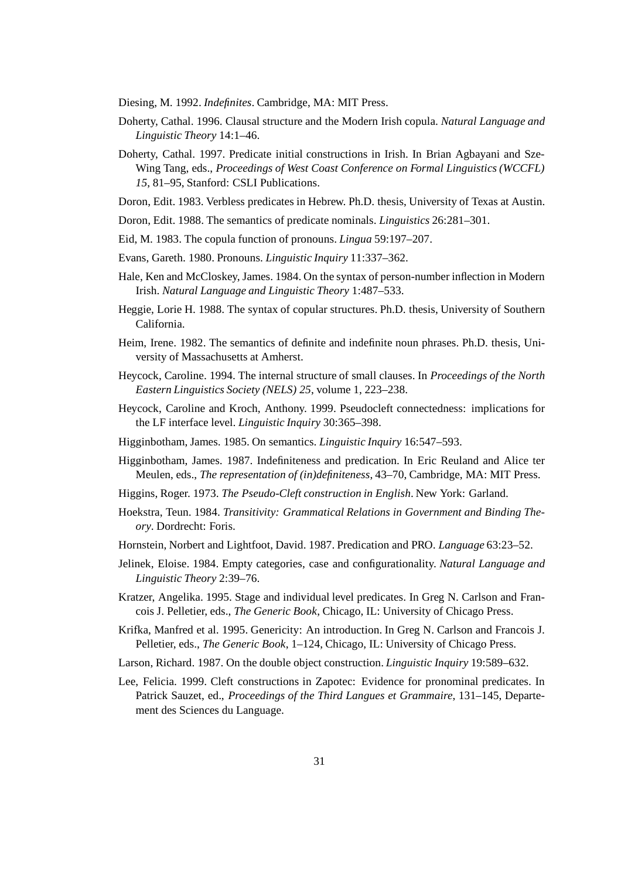Diesing, M. 1992. *Indefinites*. Cambridge, MA: MIT Press.

Doherty, Cathal. 1996. Clausal structure and the Modern Irish copula. *Natural Language and Linguistic Theory* 14:1–46.

Doherty, Cathal. 1997. Predicate initial constructions in Irish. In Brian Agbayani and Sze-Wing Tang, eds., *Proceedings of West Coast Conference on Formal Linguistics (WCCFL) 15*, 81–95, Stanford: CSLI Publications.

Doron, Edit. 1983. Verbless predicates in Hebrew. Ph.D. thesis, University of Texas at Austin.

Doron, Edit. 1988. The semantics of predicate nominals. *Linguistics* 26:281–301.

Eid, M. 1983. The copula function of pronouns. *Lingua* 59:197–207.

Evans, Gareth. 1980. Pronouns. *Linguistic Inquiry* 11:337–362.

Hale, Ken and McCloskey, James. 1984. On the syntax of person-number inflection in Modern Irish. *Natural Language and Linguistic Theory* 1:487–533.

Heggie, Lorie H. 1988. The syntax of copular structures. Ph.D. thesis, University of Southern California.

Heim, Irene. 1982. The semantics of definite and indefinite noun phrases. Ph.D. thesis, University of Massachusetts at Amherst.

Heycock, Caroline. 1994. The internal structure of small clauses. In *Proceedings of the North Eastern Linguistics Society (NELS) 25*, volume 1, 223–238.

Heycock, Caroline and Kroch, Anthony. 1999. Pseudocleft connectedness: implications for the LF interface level. *Linguistic Inquiry* 30:365–398.

Higginbotham, James. 1985. On semantics. *Linguistic Inquiry* 16:547–593.

Higginbotham, James. 1987. Indefiniteness and predication. In Eric Reuland and Alice ter Meulen, eds., *The representation of (in)definiteness*, 43–70, Cambridge, MA: MIT Press.

Higgins, Roger. 1973. *The Pseudo-Cleft construction in English*. New York: Garland.

Hoekstra, Teun. 1984. *Transitivity: Grammatical Relations in Government and Binding Theory*. Dordrecht: Foris.

Hornstein, Norbert and Lightfoot, David. 1987. Predication and PRO. *Language* 63:23–52.

Jelinek, Eloise. 1984. Empty categories, case and configurationality. *Natural Language and Linguistic Theory* 2:39–76.

Kratzer, Angelika. 1995. Stage and individual level predicates. In Greg N. Carlson and Francois J. Pelletier, eds., *The Generic Book*, Chicago, IL: University of Chicago Press.

Krifka, Manfred et al. 1995. Genericity: An introduction. In Greg N. Carlson and Francois J. Pelletier, eds., *The Generic Book*, 1–124, Chicago, IL: University of Chicago Press.

Larson, Richard. 1987. On the double object construction. *Linguistic Inquiry* 19:589–632.

Lee, Felicia. 1999. Cleft constructions in Zapotec: Evidence for pronominal predicates. In Patrick Sauzet, ed., *Proceedings of the Third Langues et Grammaire*, 131–145, Departement des Sciences du Language.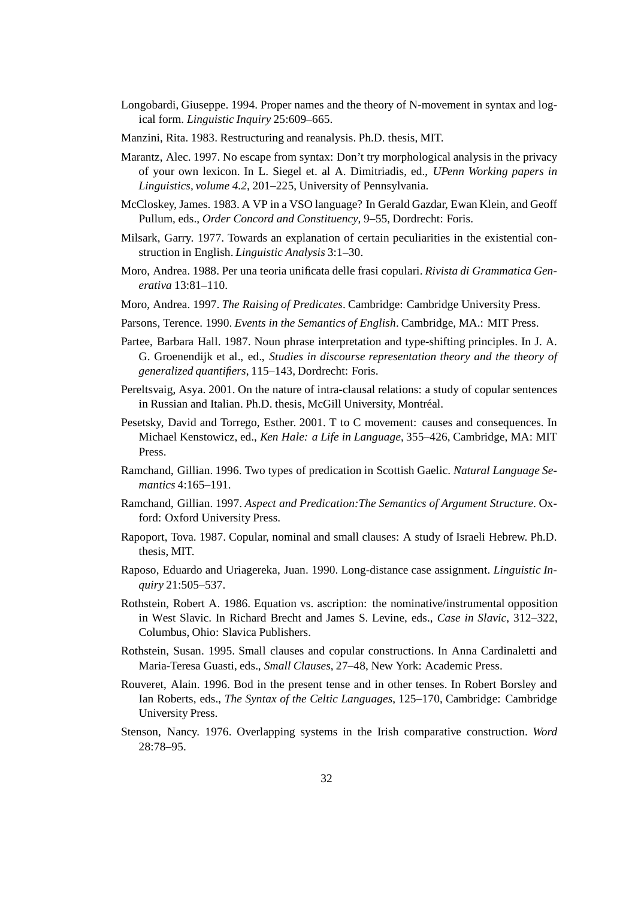Longobardi, Giuseppe. 1994. Proper names and the theory of N-movement in syntax and logical form. *Linguistic Inquiry* 25:609–665.

Manzini, Rita. 1983. Restructuring and reanalysis. Ph.D. thesis, MIT.

Marantz, Alec. 1997. No escape from syntax: Don't try morphological analysis in the privacy of your own lexicon. In L. Siegel et. al A. Dimitriadis, ed., *UPenn Working papers in Linguistics, volume 4.2*, 201–225, University of Pennsylvania.

McCloskey, James. 1983. A VP in a VSO language? In Gerald Gazdar, Ewan Klein, and Geoff Pullum, eds., *Order Concord and Constituency*, 9–55, Dordrecht: Foris.

Milsark, Garry. 1977. Towards an explanation of certain peculiarities in the existential construction in English. *Linguistic Analysis* 3:1–30.

Moro, Andrea. 1988. Per una teoria unificata delle frasi copulari. *Rivista di Grammatica Generativa* 13:81–110.

Moro, Andrea. 1997. *The Raising of Predicates*. Cambridge: Cambridge University Press.

Parsons, Terence. 1990. *Events in the Semantics of English*. Cambridge, MA.: MIT Press.

Partee, Barbara Hall. 1987. Noun phrase interpretation and type-shifting principles. In J. A. G. Groenendijk et al., ed., *Studies in discourse representation theory and the theory of generalized quantifiers*, 115–143, Dordrecht: Foris.

Pereltsvaig, Asya. 2001. On the nature of intra-clausal relations: a study of copular sentences in Russian and Italian. Ph.D. thesis, McGill University, Montréal.

Pesetsky, David and Torrego, Esther. 2001. T to C movement: causes and consequences. In Michael Kenstowicz, ed., *Ken Hale: a Life in Language*, 355–426, Cambridge, MA: MIT Press.

Ramchand, Gillian. 1996. Two types of predication in Scottish Gaelic. *Natural Language Semantics* 4:165–191.

Ramchand, Gillian. 1997. *Aspect and Predication:The Semantics of Argument Structure*. Oxford: Oxford University Press.

Rapoport, Tova. 1987. Copular, nominal and small clauses: A study of Israeli Hebrew. Ph.D. thesis, MIT.

Raposo, Eduardo and Uriagereka, Juan. 1990. Long-distance case assignment. *Linguistic Inquiry* 21:505–537.

Rothstein, Robert A. 1986. Equation vs. ascription: the nominative/instrumental opposition in West Slavic. In Richard Brecht and James S. Levine, eds., *Case in Slavic*, 312–322, Columbus, Ohio: Slavica Publishers.

Rothstein, Susan. 1995. Small clauses and copular constructions. In Anna Cardinaletti and Maria-Teresa Guasti, eds., *Small Clauses*, 27–48, New York: Academic Press.

Rouveret, Alain. 1996. Bod in the present tense and in other tenses. In Robert Borsley and Ian Roberts, eds., *The Syntax of the Celtic Languages*, 125–170, Cambridge: Cambridge University Press.

Stenson, Nancy. 1976. Overlapping systems in the Irish comparative construction. *Word* 28:78–95.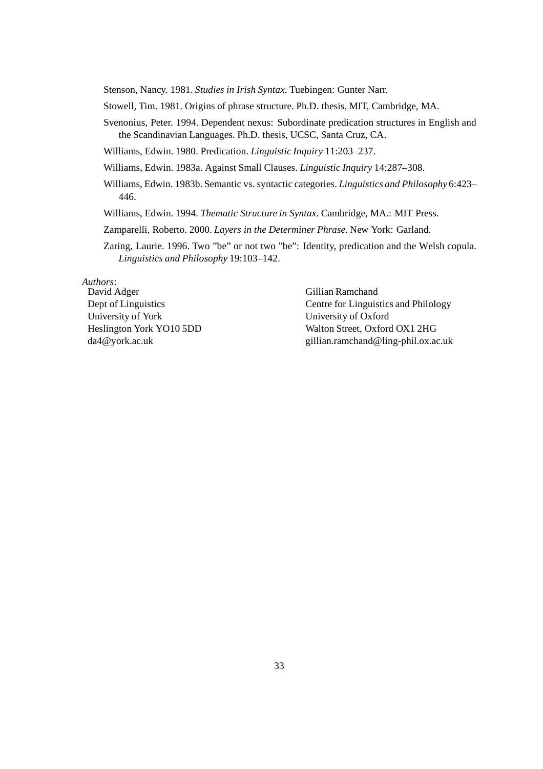Stenson, Nancy. 1981. *Studies in Irish Syntax*. Tuebingen: Gunter Narr.

Stowell, Tim. 1981. Origins of phrase structure. Ph.D. thesis, MIT, Cambridge, MA.

Svenonius, Peter. 1994. Dependent nexus: Subordinate predication structures in English and the Scandinavian Languages. Ph.D. thesis, UCSC, Santa Cruz, CA.

Williams, Edwin. 1980. Predication. *Linguistic Inquiry* 11:203–237.

Williams, Edwin. 1983a. Against Small Clauses. *Linguistic Inquiry* 14:287–308.

Williams, Edwin. 1983b. Semantic vs. syntactic categories. *Linguistics and Philosophy* 6:423–446.

Williams, Edwin. 1994. *Thematic Structure in Syntax*. Cambridge, MA.: MIT Press.

Zamparelli, Roberto. 2000. *Layers in the Determiner Phrase*. New York: Garland.

Zaring, Laurie. 1996. Two "be" or not two "be": Identity, predication and the Welsh copula. *Linguistics and Philosophy* 19:103–142.

*Authors*:

David Adger
Dept of Linguistics
University of York
Heslington York YO10 5DD
da4@york.ac.uk

Gillian Ramchand
Centre for Linguistics and Philology
University of Oxford
Walton Street, Oxford OX1 2HG
gillian.ramchand@ling-phil.ox.ac.uk